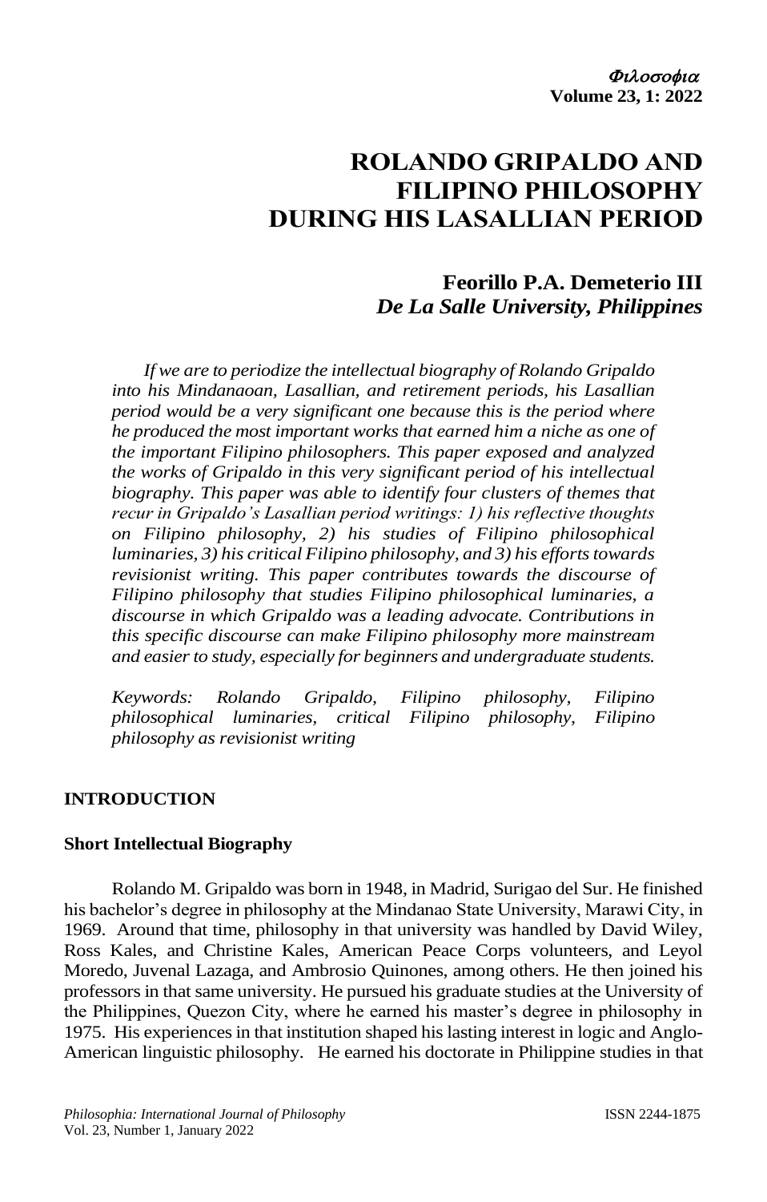# ROLANDO GRIPALDO AND FILIPINO PHILOSOPHY DURING HIS LASALLIAN PERIOD

**Feorillo P.A. Demeterio III**
*De La Salle University, Philippines*

*If we are to periodize the intellectual biography of Rolando Gripaldo into his Mindanaoan, Lasallian, and retirement periods, his Lasallian period would be a very significant one because this is the period where he produced the most important works that earned him a niche as one of the important Filipino philosophers. This paper exposed and analyzed the works of Gripaldo in this very significant period of his intellectual biography. This paper was able to identify four clusters of themes that recur in Gripaldo's Lasallian period writings: 1) his reflective thoughts on Filipino philosophy, 2) his studies of Filipino philosophical luminaries, 3) his critical Filipino philosophy, and 3) his efforts towards revisionist writing. This paper contributes towards the discourse of Filipino philosophy that studies Filipino philosophical luminaries, a discourse in which Gripaldo was a leading advocate. Contributions in this specific discourse can make Filipino philosophy more mainstream and easier to study, especially for beginners and undergraduate students.*

*Keywords: Rolando Gripaldo, Filipino philosophy, Filipino philosophical luminaries, critical Filipino philosophy, Filipino philosophy as revisionist writing*

## INTRODUCTION

### Short Intellectual Biography

Rolando M. Gripaldo was born in 1948, in Madrid, Surigao del Sur. He finished his bachelor's degree in philosophy at the Mindanao State University, Marawi City, in 1969. Around that time, philosophy in that university was handled by David Wiley, Ross Kales, and Christine Kales, American Peace Corps volunteers, and Leyol Moredo, Juvenal Lazaga, and Ambrosio Quinones, among others. He then joined his professors in that same university. He pursued his graduate studies at the University of the Philippines, Quezon City, where he earned his master's degree in philosophy in 1975. His experiences in that institution shaped his lasting interest in logic and Anglo-American linguistic philosophy. He earned his doctorate in Philippine studies in that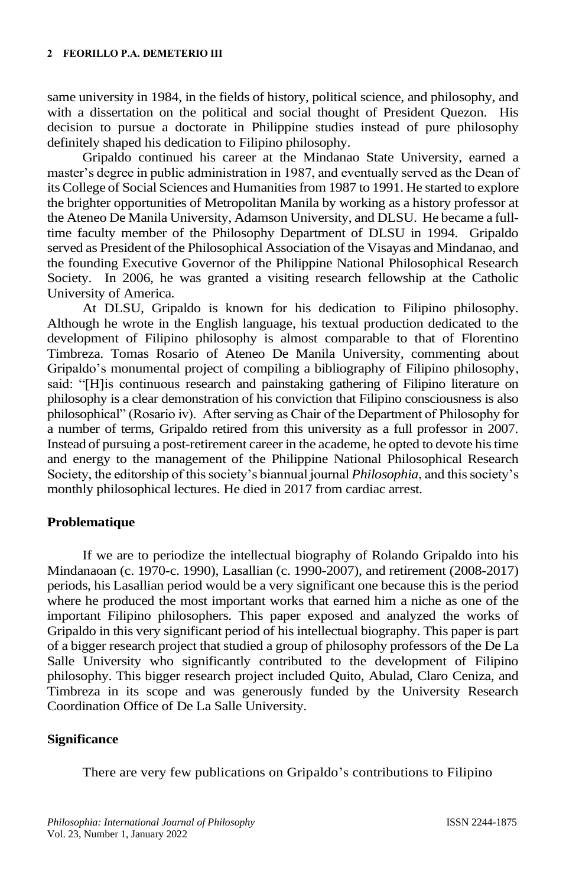same university in 1984, in the fields of history, political science, and philosophy, and with a dissertation on the political and social thought of President Quezon. His decision to pursue a doctorate in Philippine studies instead of pure philosophy definitely shaped his dedication to Filipino philosophy.

Gripaldo continued his career at the Mindanao State University, earned a master's degree in public administration in 1987, and eventually served as the Dean of its College of Social Sciences and Humanities from 1987 to 1991. He started to explore the brighter opportunities of Metropolitan Manila by working as a history professor at the Ateneo De Manila University, Adamson University, and DLSU. He became a full-time faculty member of the Philosophy Department of DLSU in 1994. Gripaldo served as President of the Philosophical Association of the Visayas and Mindanao, and the founding Executive Governor of the Philippine National Philosophical Research Society. In 2006, he was granted a visiting research fellowship at the Catholic University of America.

At DLSU, Gripaldo is known for his dedication to Filipino philosophy. Although he wrote in the English language, his textual production dedicated to the development of Filipino philosophy is almost comparable to that of Florentino Timbreza. Tomas Rosario of Ateneo De Manila University, commenting about Gripaldo's monumental project of compiling a bibliography of Filipino philosophy, said: "[H]is continuous research and painstaking gathering of Filipino literature on philosophy is a clear demonstration of his conviction that Filipino consciousness is also philosophical" (Rosario iv). After serving as Chair of the Department of Philosophy for a number of terms, Gripaldo retired from this university as a full professor in 2007. Instead of pursuing a post-retirement career in the academe, he opted to devote his time and energy to the management of the Philippine National Philosophical Research Society, the editorship of this society's biannual journal *Philosophia*, and this society's monthly philosophical lectures. He died in 2017 from cardiac arrest.

## Problematique

If we are to periodize the intellectual biography of Rolando Gripaldo into his Mindanaoan (c. 1970-c. 1990), Lasallian (c. 1990-2007), and retirement (2008-2017) periods, his Lasallian period would be a very significant one because this is the period where he produced the most important works that earned him a niche as one of the important Filipino philosophers. This paper exposed and analyzed the works of Gripaldo in this very significant period of his intellectual biography. This paper is part of a bigger research project that studied a group of philosophy professors of the De La Salle University who significantly contributed to the development of Filipino philosophy. This bigger research project included Quito, Abulad, Claro Ceniza, and Timbreza in its scope and was generously funded by the University Research Coordination Office of De La Salle University.

## Significance

There are very few publications on Gripaldo's contributions to Filipino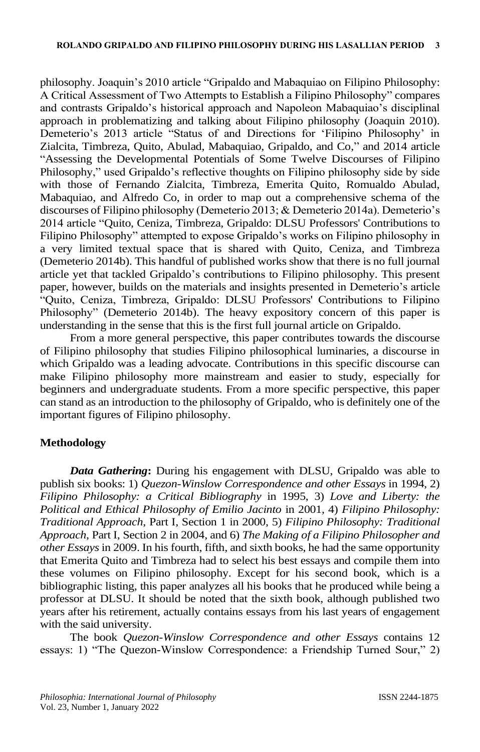philosophy. Joaquin's 2010 article "Gripaldo and Mabaquiao on Filipino Philosophy: A Critical Assessment of Two Attempts to Establish a Filipino Philosophy" compares and contrasts Gripaldo's historical approach and Napoleon Mabaquiao's disciplinal approach in problematizing and talking about Filipino philosophy (Joaquin 2010). Demeterio's 2013 article "Status of and Directions for 'Filipino Philosophy' in Zialcita, Timbreza, Quito, Abulad, Mabaquiao, Gripaldo, and Co," and 2014 article "Assessing the Developmental Potentials of Some Twelve Discourses of Filipino Philosophy," used Gripaldo's reflective thoughts on Filipino philosophy side by side with those of Fernando Zialcita, Timbreza, Emerita Quito, Romualdo Abulad, Mabaquiao, and Alfredo Co, in order to map out a comprehensive schema of the discourses of Filipino philosophy (Demeterio 2013; & Demeterio 2014a). Demeterio's 2014 article "Quito, Ceniza, Timbreza, Gripaldo: DLSU Professors' Contributions to Filipino Philosophy" attempted to expose Gripaldo's works on Filipino philosophy in a very limited textual space that is shared with Quito, Ceniza, and Timbreza (Demeterio 2014b). This handful of published works show that there is no full journal article yet that tackled Gripaldo's contributions to Filipino philosophy. This present paper, however, builds on the materials and insights presented in Demeterio's article "Quito, Ceniza, Timbreza, Gripaldo: DLSU Professors' Contributions to Filipino Philosophy" (Demeterio 2014b). The heavy expository concern of this paper is understanding in the sense that this is the first full journal article on Gripaldo.

From a more general perspective, this paper contributes towards the discourse of Filipino philosophy that studies Filipino philosophical luminaries, a discourse in which Gripaldo was a leading advocate. Contributions in this specific discourse can make Filipino philosophy more mainstream and easier to study, especially for beginners and undergraduate students. From a more specific perspective, this paper can stand as an introduction to the philosophy of Gripaldo, who is definitely one of the important figures of Filipino philosophy.

## Methodology

***Data Gathering*:** During his engagement with DLSU, Gripaldo was able to publish six books: 1) *Quezon-Winslow Correspondence and other Essays* in 1994, 2) *Filipino Philosophy: a Critical Bibliography* in 1995, 3) *Love and Liberty: the Political and Ethical Philosophy of Emilio Jacinto* in 2001, 4) *Filipino Philosophy: Traditional Approach*, Part I, Section 1 in 2000, 5) *Filipino Philosophy: Traditional Approach*, Part I, Section 2 in 2004, and 6) *The Making of a Filipino Philosopher and other Essays* in 2009. In his fourth, fifth, and sixth books, he had the same opportunity that Emerita Quito and Timbreza had to select his best essays and compile them into these volumes on Filipino philosophy. Except for his second book, which is a bibliographic listing, this paper analyzes all his books that he produced while being a professor at DLSU. It should be noted that the sixth book, although published two years after his retirement, actually contains essays from his last years of engagement with the said university.

The book *Quezon-Winslow Correspondence and other Essays* contains 12 essays: 1) "The Quezon-Winslow Correspondence: a Friendship Turned Sour," 2)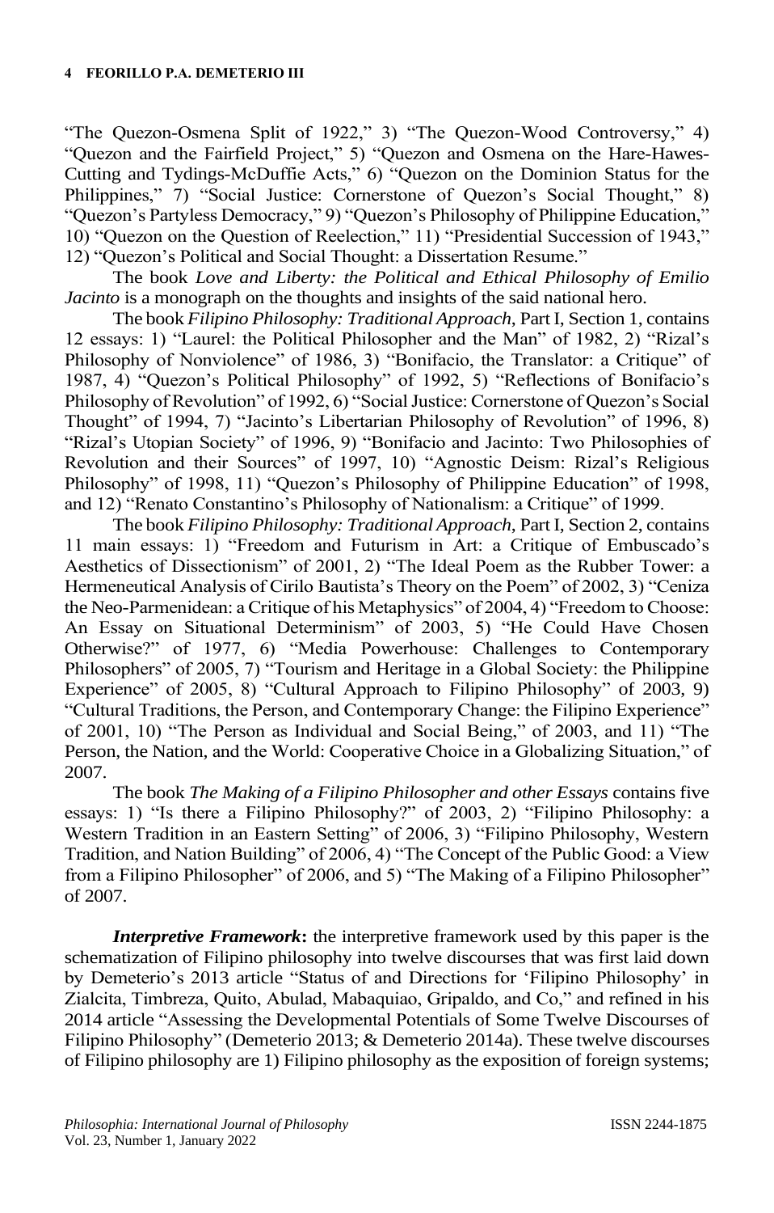"The Quezon-Osmena Split of 1922," 3) "The Quezon-Wood Controversy," 4) "Quezon and the Fairfield Project," 5) "Quezon and Osmena on the Hare-Hawes-Cutting and Tydings-McDuffie Acts," 6) "Quezon on the Dominion Status for the Philippines," 7) "Social Justice: Cornerstone of Quezon's Social Thought," 8) "Quezon's Partyless Democracy," 9) "Quezon's Philosophy of Philippine Education," 10) "Quezon on the Question of Reelection," 11) "Presidential Succession of 1943," 12) "Quezon's Political and Social Thought: a Dissertation Resume."

The book *Love and Liberty: the Political and Ethical Philosophy of Emilio Jacinto* is a monograph on the thoughts and insights of the said national hero.

The book *Filipino Philosophy: Traditional Approach*, Part I, Section 1, contains 12 essays: 1) "Laurel: the Political Philosopher and the Man" of 1982, 2) "Rizal's Philosophy of Nonviolence" of 1986, 3) "Bonifacio, the Translator: a Critique" of 1987, 4) "Quezon's Political Philosophy" of 1992, 5) "Reflections of Bonifacio's Philosophy of Revolution" of 1992, 6) "Social Justice: Cornerstone of Quezon's Social Thought" of 1994, 7) "Jacinto's Libertarian Philosophy of Revolution" of 1996, 8) "Rizal's Utopian Society" of 1996, 9) "Bonifacio and Jacinto: Two Philosophies of Revolution and their Sources" of 1997, 10) "Agnostic Deism: Rizal's Religious Philosophy" of 1998, 11) "Quezon's Philosophy of Philippine Education" of 1998, and 12) "Renato Constantino's Philosophy of Nationalism: a Critique" of 1999.

The book *Filipino Philosophy: Traditional Approach*, Part I, Section 2, contains 11 main essays: 1) "Freedom and Futurism in Art: a Critique of Embuscado's Aesthetics of Dissectionism" of 2001, 2) "The Ideal Poem as the Rubber Tower: a Hermeneutical Analysis of Cirilo Bautista's Theory on the Poem" of 2002, 3) "Ceniza the Neo-Parmenidean: a Critique of his Metaphysics" of 2004, 4) "Freedom to Choose: An Essay on Situational Determinism" of 2003, 5) "He Could Have Chosen Otherwise?" of 1977, 6) "Media Powerhouse: Challenges to Contemporary Philosophers" of 2005, 7) "Tourism and Heritage in a Global Society: the Philippine Experience" of 2005, 8) "Cultural Approach to Filipino Philosophy" of 2003, 9) "Cultural Traditions, the Person, and Contemporary Change: the Filipino Experience" of 2001, 10) "The Person as Individual and Social Being," of 2003, and 11) "The Person, the Nation, and the World: Cooperative Choice in a Globalizing Situation," of 2007.

The book *The Making of a Filipino Philosopher and other Essays* contains five essays: 1) "Is there a Filipino Philosophy?" of 2003, 2) "Filipino Philosophy: a Western Tradition in an Eastern Setting" of 2006, 3) "Filipino Philosophy, Western Tradition, and Nation Building" of 2006, 4) "The Concept of the Public Good: a View from a Filipino Philosopher" of 2006, and 5) "The Making of a Filipino Philosopher" of 2007.

***Interpretive Framework*:** the interpretive framework used by this paper is the schematization of Filipino philosophy into twelve discourses that was first laid down by Demeterio's 2013 article "Status of and Directions for 'Filipino Philosophy' in Zialcita, Timbreza, Quito, Abulad, Mabaquiao, Gripaldo, and Co," and refined in his 2014 article "Assessing the Developmental Potentials of Some Twelve Discourses of Filipino Philosophy" (Demeterio 2013; & Demeterio 2014a). These twelve discourses of Filipino philosophy are 1) Filipino philosophy as the exposition of foreign systems;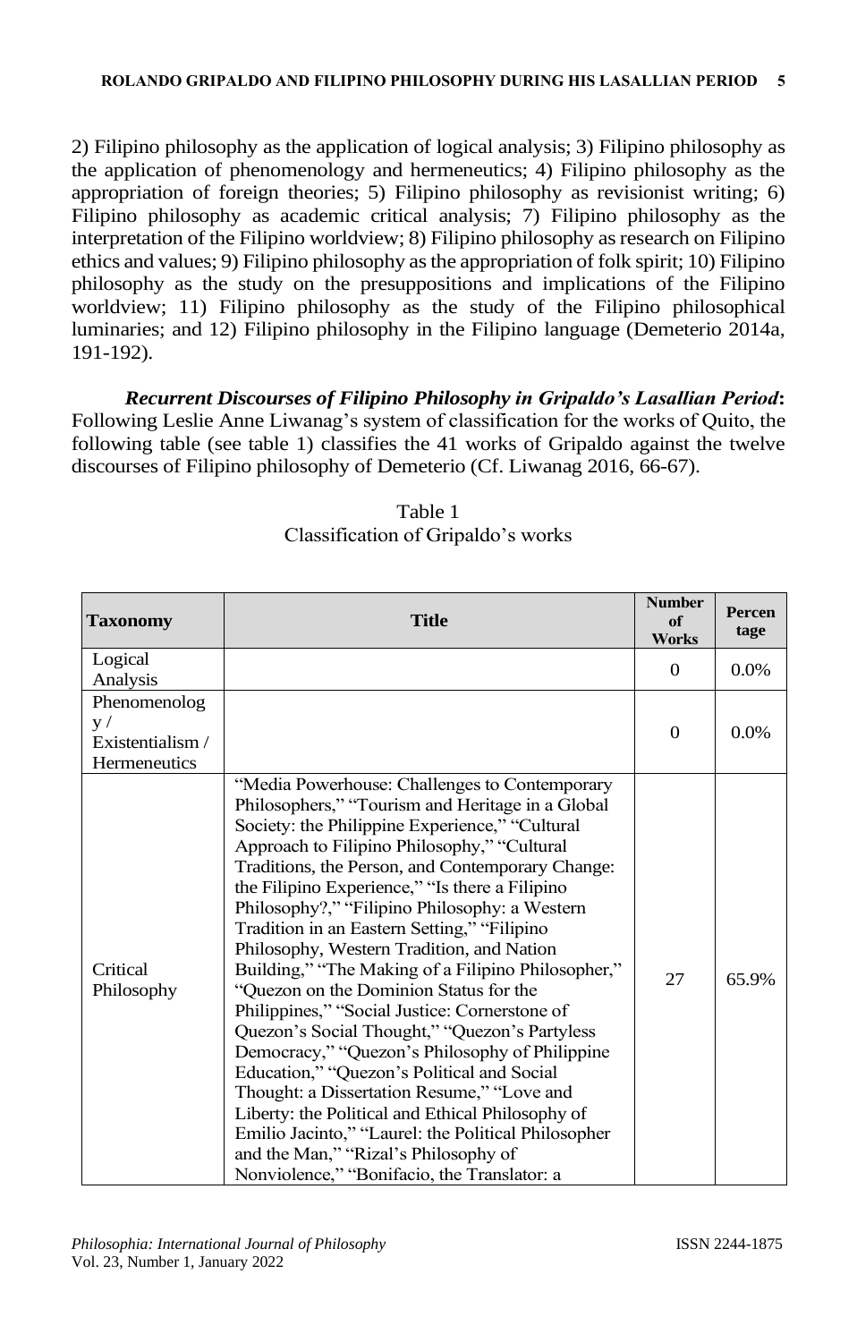2) Filipino philosophy as the application of logical analysis; 3) Filipino philosophy as the application of phenomenology and hermeneutics; 4) Filipino philosophy as the appropriation of foreign theories; 5) Filipino philosophy as revisionist writing; 6) Filipino philosophy as academic critical analysis; 7) Filipino philosophy as the interpretation of the Filipino worldview; 8) Filipino philosophy as research on Filipino ethics and values; 9) Filipino philosophy as the appropriation of folk spirit; 10) Filipino philosophy as the study on the presuppositions and implications of the Filipino worldview; 11) Filipino philosophy as the study of the Filipino philosophical luminaries; and 12) Filipino philosophy in the Filipino language (Demeterio 2014a, 191-192).

***Recurrent Discourses of Filipino Philosophy in Gripaldo's Lasallian Period*:** Following Leslie Anne Liwanag's system of classification for the works of Quito, the following table (see table 1) classifies the 41 works of Gripaldo against the twelve discourses of Filipino philosophy of Demeterio (Cf. Liwanag 2016, 66-67).

Table 1
Classification of Gripaldo's works

| Taxonomy | Title | Number of Works | Percentage |
|---|---|---|---|
| Logical Analysis | | 0 | 0.0% |
| Phenomenology / Existentialism / Hermeneutics | | 0 | 0.0% |
| Critical Philosophy | "Media Powerhouse: Challenges to Contemporary Philosophers," "Tourism and Heritage in a Global Society: the Philippine Experience," "Cultural Approach to Filipino Philosophy," "Cultural Traditions, the Person, and Contemporary Change: the Filipino Experience," "Is there a Filipino Philosophy?," "Filipino Philosophy: a Western Tradition in an Eastern Setting," "Filipino Philosophy, Western Tradition, and Nation Building," "The Making of a Filipino Philosopher," "Quezon on the Dominion Status for the Philippines," "Social Justice: Cornerstone of Quezon's Social Thought," "Quezon's Partyless Democracy," "Quezon's Philosophy of Philippine Education," "Quezon's Political and Social Thought: a Dissertation Resume," "Love and Liberty: the Political and Ethical Philosophy of Emilio Jacinto," "Laurel: the Political Philosopher and the Man," "Rizal's Philosophy of Nonviolence," "Bonifacio, the Translator: a | 27 | 65.9% |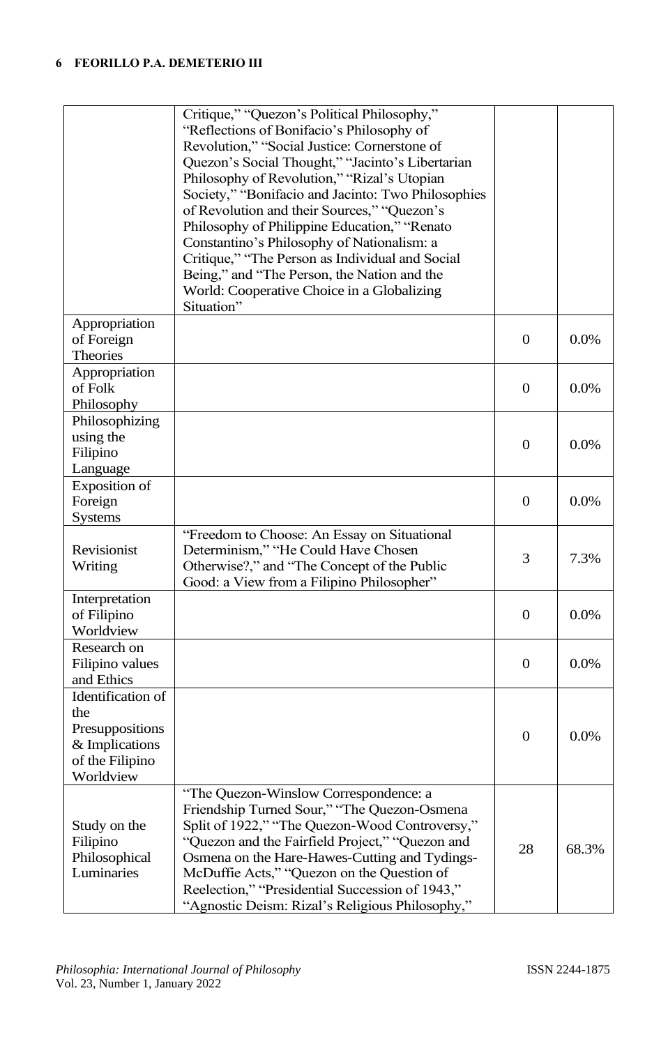| | | | |
|---|---|---|---|
| | Critique," "Quezon's Political Philosophy," "Reflections of Bonifacio's Philosophy of Revolution," "Social Justice: Cornerstone of Quezon's Social Thought," "Jacinto's Libertarian Philosophy of Revolution," "Rizal's Utopian Society," "Bonifacio and Jacinto: Two Philosophies of Revolution and their Sources," "Quezon's Philosophy of Philippine Education," "Renato Constantino's Philosophy of Nationalism: a Critique," "The Person as Individual and Social Being," and "The Person, the Nation and the World: Cooperative Choice in a Globalizing Situation" | | |
| Appropriation of Foreign Theories | | 0 | 0.0% |
| Appropriation of Folk Philosophy | | 0 | 0.0% |
| Philosophizing using the Filipino Language | | 0 | 0.0% |
| Exposition of Foreign Systems | | 0 | 0.0% |
| Revisionist Writing | "Freedom to Choose: An Essay on Situational Determinism," "He Could Have Chosen Otherwise?," and "The Concept of the Public Good: a View from a Filipino Philosopher" | 3 | 7.3% |
| Interpretation of Filipino Worldview | | 0 | 0.0% |
| Research on Filipino values and Ethics | | 0 | 0.0% |
| Identification of the Presuppositions & Implications of the Filipino Worldview | | 0 | 0.0% |
| Study on the Filipino Philosophical Luminaries | "The Quezon-Winslow Correspondence: a Friendship Turned Sour," "The Quezon-Osmena Split of 1922," "The Quezon-Wood Controversy," "Quezon and the Fairfield Project," "Quezon and Osmena on the Hare-Hawes-Cutting and Tydings-McDuffie Acts," "Quezon on the Question of Reelection," "Presidential Succession of 1943," "Agnostic Deism: Rizal's Religious Philosophy," | 28 | 68.3% |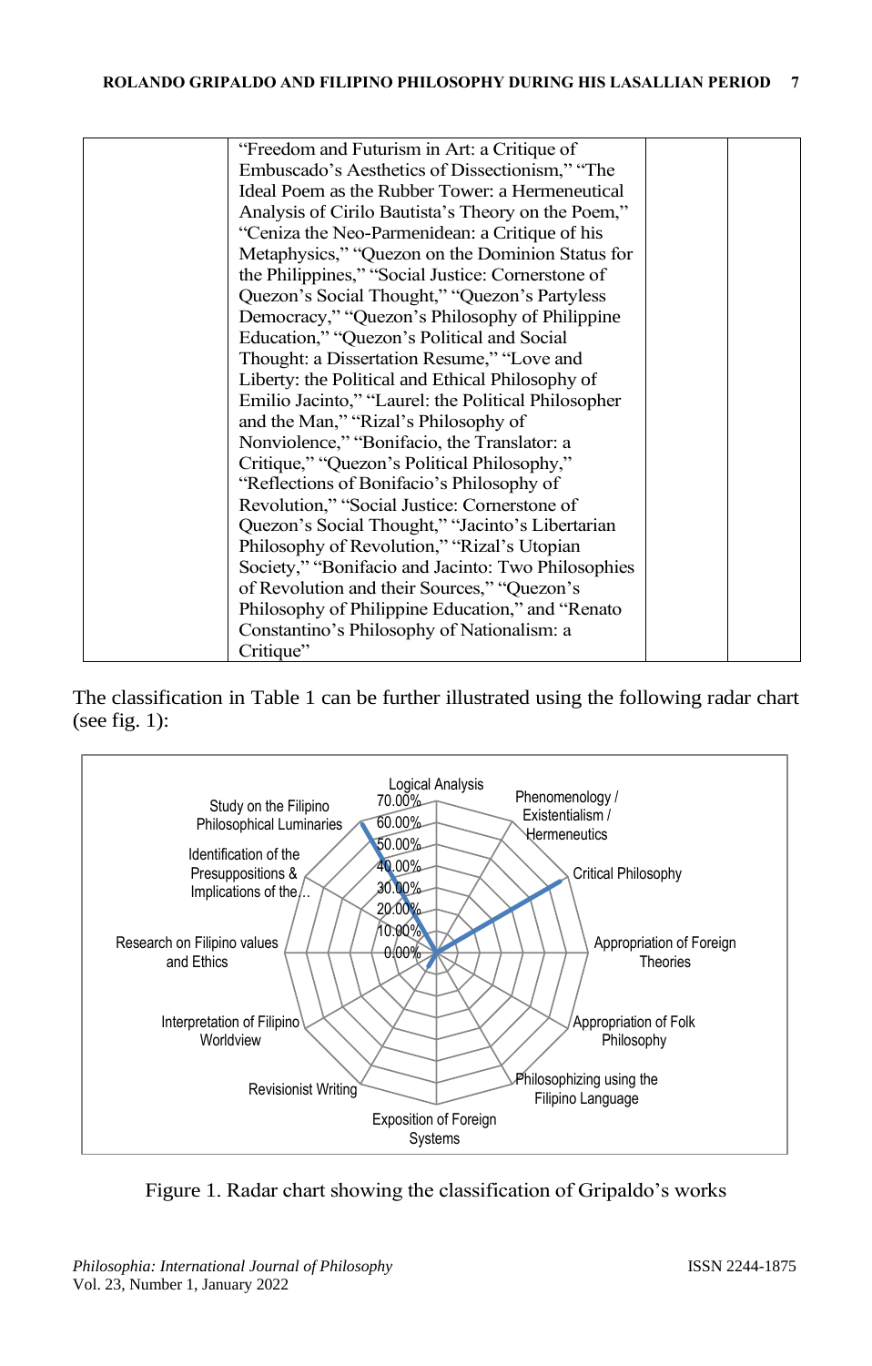| | “Freedom and Futurism in Art: a Critique of Embuscado’s Aesthetics of Dissectionism,” “The Ideal Poem as the Rubber Tower: a Hermeneutical Analysis of Cirilo Bautista’s Theory on the Poem,” “Ceniza the Neo-Parmenidean: a Critique of his Metaphysics,” “Quezon on the Dominion Status for the Philippines,” “Social Justice: Cornerstone of Quezon’s Social Thought,” “Quezon’s Partyless Democracy,” “Quezon’s Philosophy of Philippine Education,” “Quezon’s Political and Social Thought: a Dissertation Resume,” “Love and Liberty: the Political and Ethical Philosophy of Emilio Jacinto,” “Laurel: the Political Philosopher and the Man,” “Rizal’s Philosophy of Nonviolence,” “Bonifacio, the Translator: a Critique,” “Quezon’s Political Philosophy,” “Reflections of Bonifacio’s Philosophy of Revolution,” “Social Justice: Cornerstone of Quezon’s Social Thought,” “Jacinto’s Libertarian Philosophy of Revolution,” “Rizal’s Utopian Society,” “Bonifacio and Jacinto: Two Philosophies of Revolution and their Sources,” “Quezon’s Philosophy of Philippine Education,” and “Renato Constantino’s Philosophy of Nationalism: a Critique” | | |
|---|---|---|---|

The classification in Table 1 can be further illustrated using the following radar chart (see fig. 1):

Figure 1. Radar chart showing the classification of Gripaldo’s works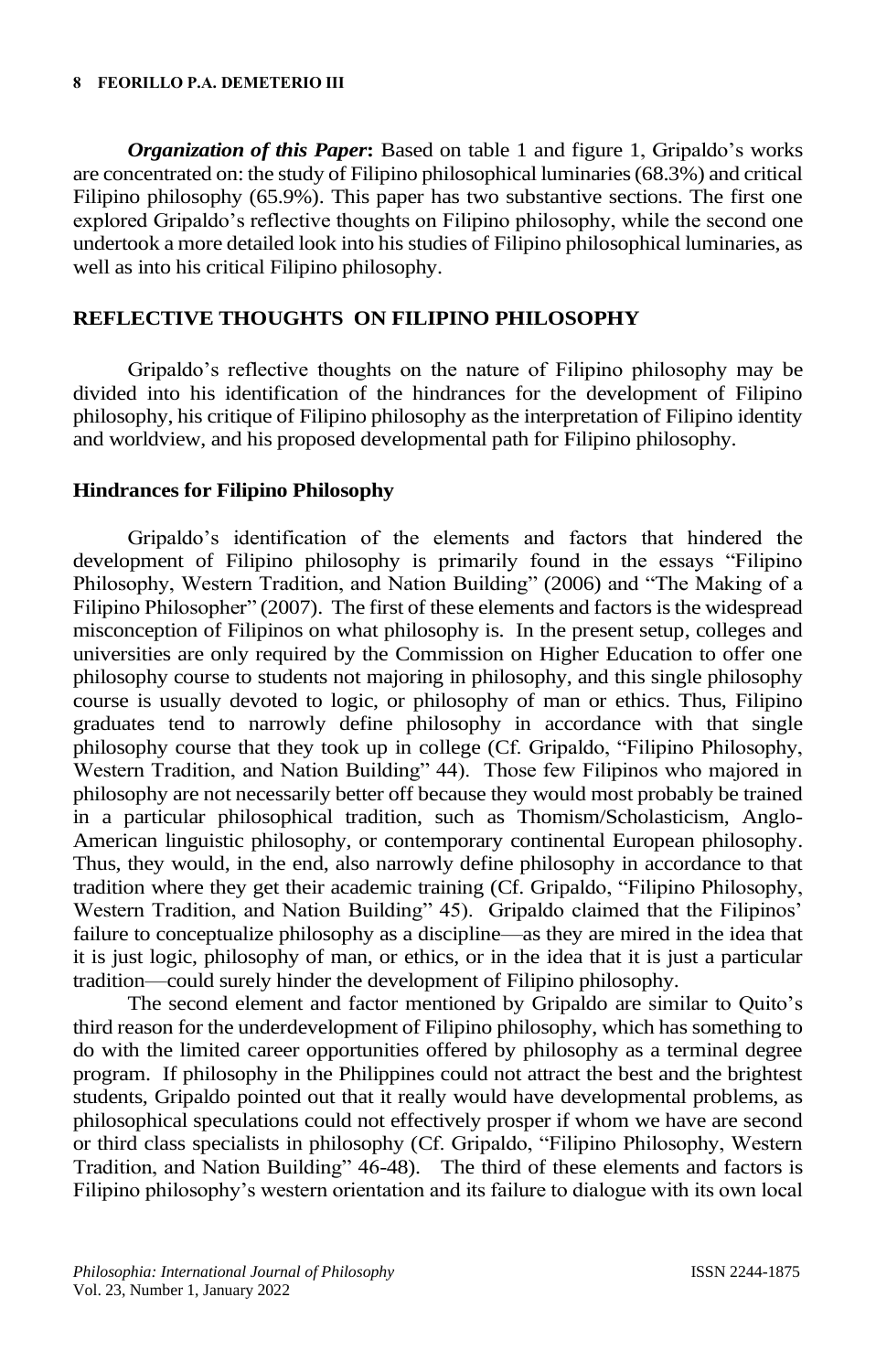***Organization of this Paper*:** Based on table 1 and figure 1, Gripaldo's works are concentrated on: the study of Filipino philosophical luminaries (68.3%) and critical Filipino philosophy (65.9%). This paper has two substantive sections. The first one explored Gripaldo's reflective thoughts on Filipino philosophy, while the second one undertook a more detailed look into his studies of Filipino philosophical luminaries, as well as into his critical Filipino philosophy.

## REFLECTIVE THOUGHTS ON FILIPINO PHILOSOPHY

Gripaldo's reflective thoughts on the nature of Filipino philosophy may be divided into his identification of the hindrances for the development of Filipino philosophy, his critique of Filipino philosophy as the interpretation of Filipino identity and worldview, and his proposed developmental path for Filipino philosophy.

### Hindrances for Filipino Philosophy

Gripaldo's identification of the elements and factors that hindered the development of Filipino philosophy is primarily found in the essays "Filipino Philosophy, Western Tradition, and Nation Building" (2006) and "The Making of a Filipino Philosopher" (2007). The first of these elements and factors is the widespread misconception of Filipinos on what philosophy is. In the present setup, colleges and universities are only required by the Commission on Higher Education to offer one philosophy course to students not majoring in philosophy, and this single philosophy course is usually devoted to logic, or philosophy of man or ethics. Thus, Filipino graduates tend to narrowly define philosophy in accordance with that single philosophy course that they took up in college (Cf. Gripaldo, "Filipino Philosophy, Western Tradition, and Nation Building" 44). Those few Filipinos who majored in philosophy are not necessarily better off because they would most probably be trained in a particular philosophical tradition, such as Thomism/Scholasticism, Anglo-American linguistic philosophy, or contemporary continental European philosophy. Thus, they would, in the end, also narrowly define philosophy in accordance to that tradition where they get their academic training (Cf. Gripaldo, "Filipino Philosophy, Western Tradition, and Nation Building" 45). Gripaldo claimed that the Filipinos' failure to conceptualize philosophy as a discipline—as they are mired in the idea that it is just logic, philosophy of man, or ethics, or in the idea that it is just a particular tradition—could surely hinder the development of Filipino philosophy.

The second element and factor mentioned by Gripaldo are similar to Quito's third reason for the underdevelopment of Filipino philosophy, which has something to do with the limited career opportunities offered by philosophy as a terminal degree program. If philosophy in the Philippines could not attract the best and the brightest students, Gripaldo pointed out that it really would have developmental problems, as philosophical speculations could not effectively prosper if whom we have are second or third class specialists in philosophy (Cf. Gripaldo, "Filipino Philosophy, Western Tradition, and Nation Building" 46-48). The third of these elements and factors is Filipino philosophy's western orientation and its failure to dialogue with its own local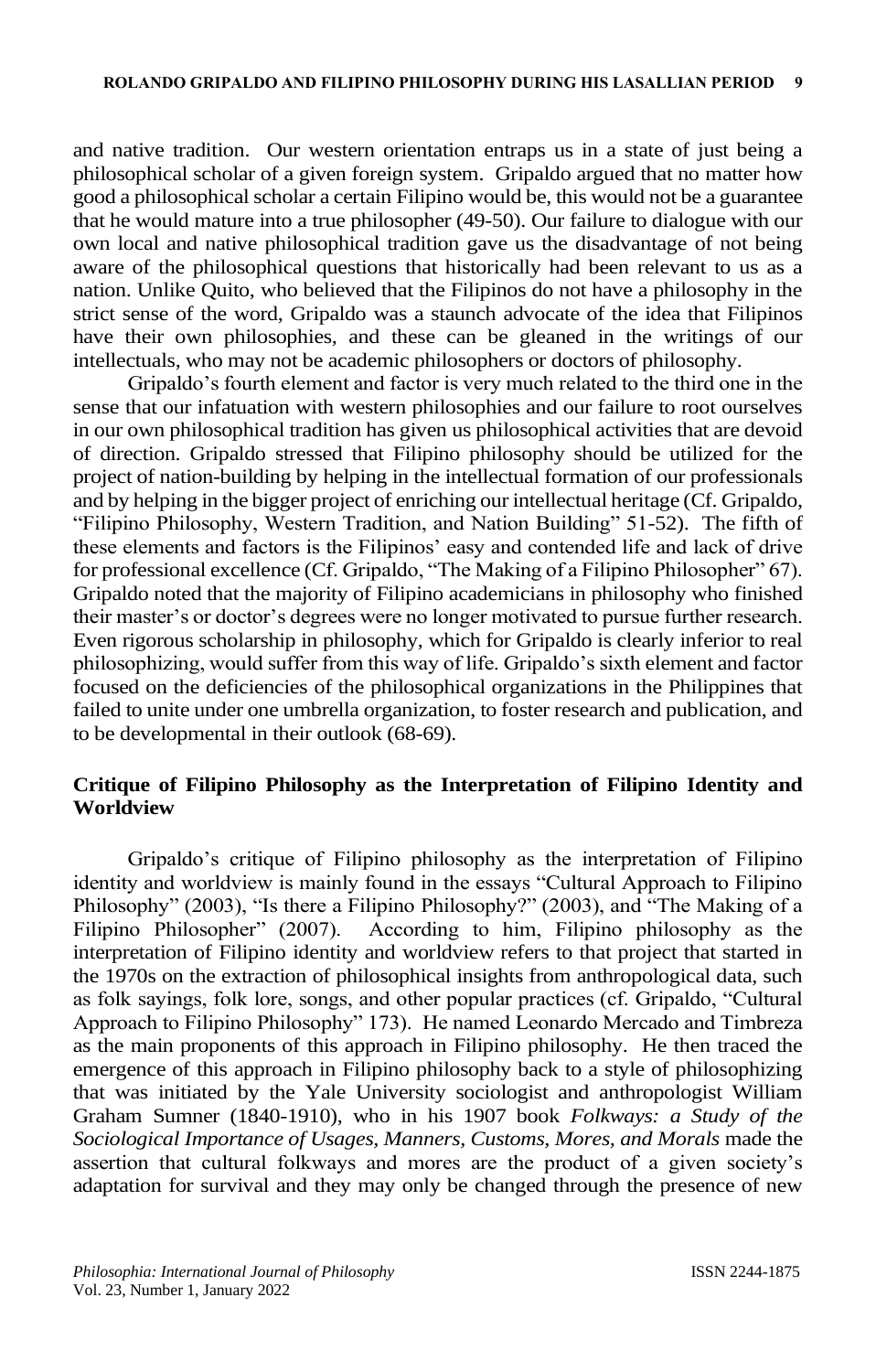and native tradition. Our western orientation entraps us in a state of just being a philosophical scholar of a given foreign system. Gripaldo argued that no matter how good a philosophical scholar a certain Filipino would be, this would not be a guarantee that he would mature into a true philosopher (49-50). Our failure to dialogue with our own local and native philosophical tradition gave us the disadvantage of not being aware of the philosophical questions that historically had been relevant to us as a nation. Unlike Quito, who believed that the Filipinos do not have a philosophy in the strict sense of the word, Gripaldo was a staunch advocate of the idea that Filipinos have their own philosophies, and these can be gleaned in the writings of our intellectuals, who may not be academic philosophers or doctors of philosophy.

Gripaldo's fourth element and factor is very much related to the third one in the sense that our infatuation with western philosophies and our failure to root ourselves in our own philosophical tradition has given us philosophical activities that are devoid of direction. Gripaldo stressed that Filipino philosophy should be utilized for the project of nation-building by helping in the intellectual formation of our professionals and by helping in the bigger project of enriching our intellectual heritage (Cf. Gripaldo, "Filipino Philosophy, Western Tradition, and Nation Building" 51-52). The fifth of these elements and factors is the Filipinos' easy and contended life and lack of drive for professional excellence (Cf. Gripaldo, "The Making of a Filipino Philosopher" 67). Gripaldo noted that the majority of Filipino academicians in philosophy who finished their master's or doctor's degrees were no longer motivated to pursue further research. Even rigorous scholarship in philosophy, which for Gripaldo is clearly inferior to real philosophizing, would suffer from this way of life. Gripaldo's sixth element and factor focused on the deficiencies of the philosophical organizations in the Philippines that failed to unite under one umbrella organization, to foster research and publication, and to be developmental in their outlook (68-69).

## Critique of Filipino Philosophy as the Interpretation of Filipino Identity and Worldview

Gripaldo's critique of Filipino philosophy as the interpretation of Filipino identity and worldview is mainly found in the essays "Cultural Approach to Filipino Philosophy" (2003), "Is there a Filipino Philosophy?" (2003), and "The Making of a Filipino Philosopher" (2007). According to him, Filipino philosophy as the interpretation of Filipino identity and worldview refers to that project that started in the 1970s on the extraction of philosophical insights from anthropological data, such as folk sayings, folk lore, songs, and other popular practices (cf. Gripaldo, "Cultural Approach to Filipino Philosophy" 173). He named Leonardo Mercado and Timbreza as the main proponents of this approach in Filipino philosophy. He then traced the emergence of this approach in Filipino philosophy back to a style of philosophizing that was initiated by the Yale University sociologist and anthropologist William Graham Sumner (1840-1910), who in his 1907 book *Folkways: a Study of the Sociological Importance of Usages, Manners, Customs, Mores, and Morals* made the assertion that cultural folkways and mores are the product of a given society's adaptation for survival and they may only be changed through the presence of new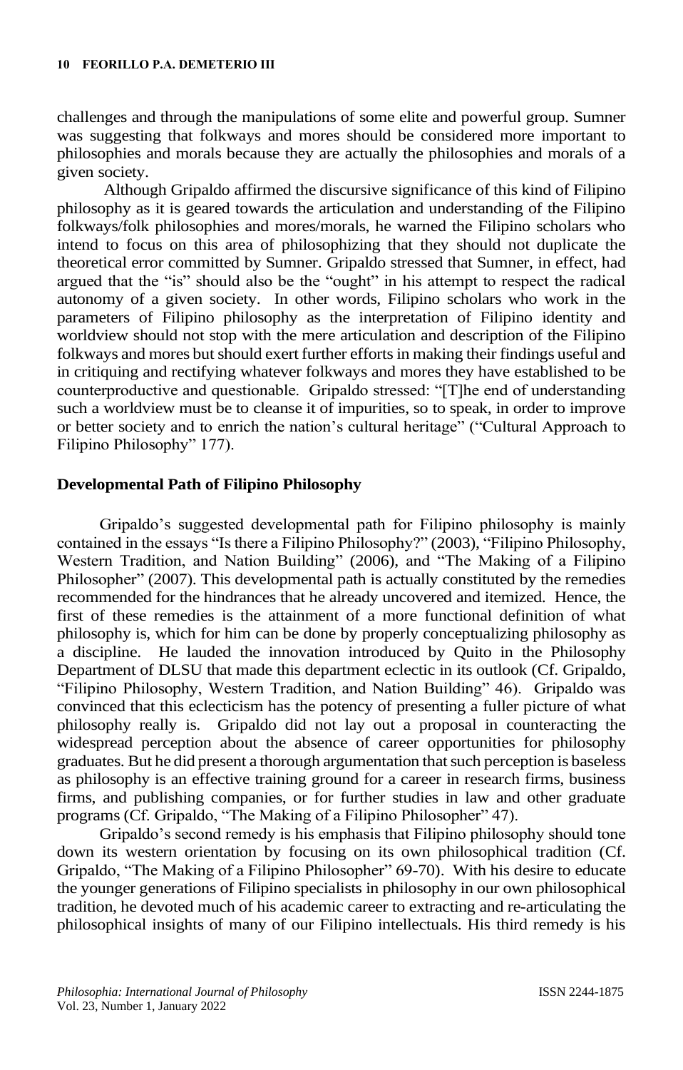challenges and through the manipulations of some elite and powerful group. Sumner was suggesting that folkways and mores should be considered more important to philosophies and morals because they are actually the philosophies and morals of a given society.

Although Gripaldo affirmed the discursive significance of this kind of Filipino philosophy as it is geared towards the articulation and understanding of the Filipino folkways/folk philosophies and mores/morals, he warned the Filipino scholars who intend to focus on this area of philosophizing that they should not duplicate the theoretical error committed by Sumner. Gripaldo stressed that Sumner, in effect, had argued that the "is" should also be the "ought" in his attempt to respect the radical autonomy of a given society. In other words, Filipino scholars who work in the parameters of Filipino philosophy as the interpretation of Filipino identity and worldview should not stop with the mere articulation and description of the Filipino folkways and mores but should exert further efforts in making their findings useful and in critiquing and rectifying whatever folkways and mores they have established to be counterproductive and questionable. Gripaldo stressed: "[T]he end of understanding such a worldview must be to cleanse it of impurities, so to speak, in order to improve or better society and to enrich the nation's cultural heritage" ("Cultural Approach to Filipino Philosophy" 177).

## Developmental Path of Filipino Philosophy

Gripaldo's suggested developmental path for Filipino philosophy is mainly contained in the essays "Is there a Filipino Philosophy?" (2003), "Filipino Philosophy, Western Tradition, and Nation Building" (2006), and "The Making of a Filipino Philosopher" (2007). This developmental path is actually constituted by the remedies recommended for the hindrances that he already uncovered and itemized. Hence, the first of these remedies is the attainment of a more functional definition of what philosophy is, which for him can be done by properly conceptualizing philosophy as a discipline. He lauded the innovation introduced by Quito in the Philosophy Department of DLSU that made this department eclectic in its outlook (Cf. Gripaldo, "Filipino Philosophy, Western Tradition, and Nation Building" 46). Gripaldo was convinced that this eclecticism has the potency of presenting a fuller picture of what philosophy really is. Gripaldo did not lay out a proposal in counteracting the widespread perception about the absence of career opportunities for philosophy graduates. But he did present a thorough argumentation that such perception is baseless as philosophy is an effective training ground for a career in research firms, business firms, and publishing companies, or for further studies in law and other graduate programs (Cf. Gripaldo, "The Making of a Filipino Philosopher" 47).

Gripaldo's second remedy is his emphasis that Filipino philosophy should tone down its western orientation by focusing on its own philosophical tradition (Cf. Gripaldo, "The Making of a Filipino Philosopher" 69-70). With his desire to educate the younger generations of Filipino specialists in philosophy in our own philosophical tradition, he devoted much of his academic career to extracting and re-articulating the philosophical insights of many of our Filipino intellectuals. His third remedy is his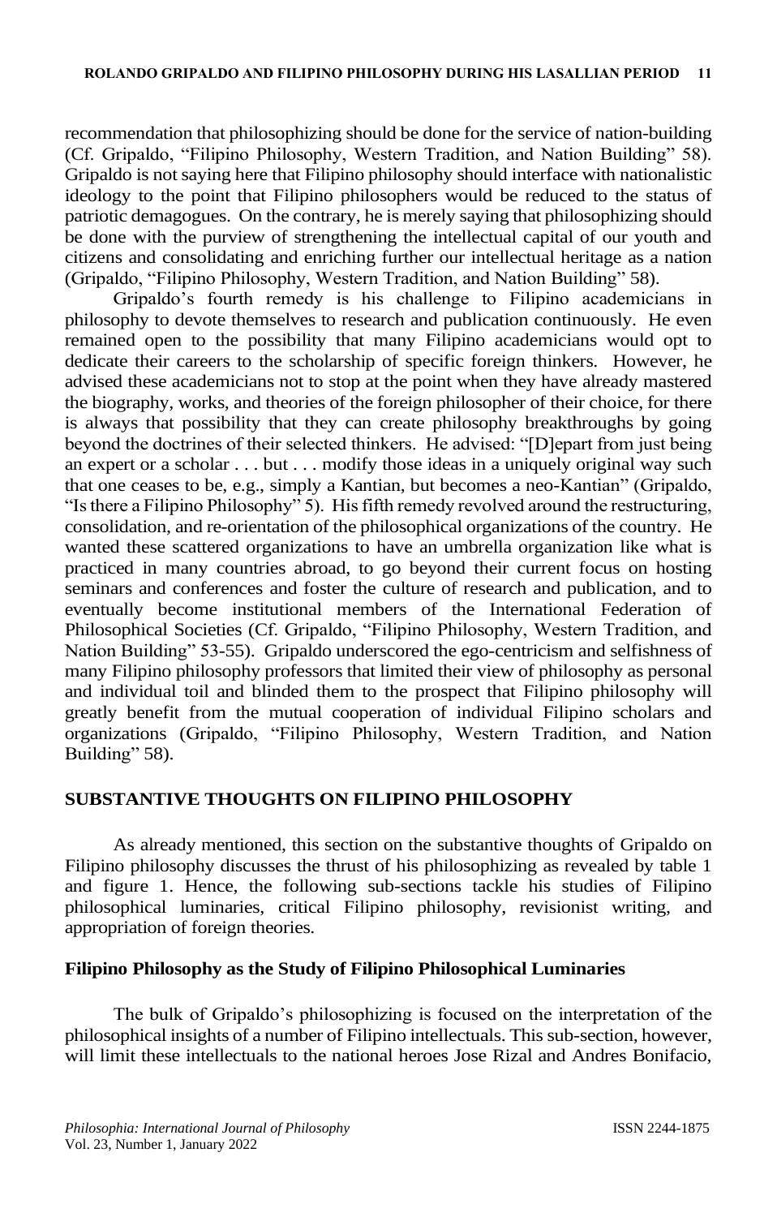recommendation that philosophizing should be done for the service of nation-building (Cf. Gripaldo, "Filipino Philosophy, Western Tradition, and Nation Building" 58). Gripaldo is not saying here that Filipino philosophy should interface with nationalistic ideology to the point that Filipino philosophers would be reduced to the status of patriotic demagogues. On the contrary, he is merely saying that philosophizing should be done with the purview of strengthening the intellectual capital of our youth and citizens and consolidating and enriching further our intellectual heritage as a nation (Gripaldo, "Filipino Philosophy, Western Tradition, and Nation Building" 58).

Gripaldo's fourth remedy is his challenge to Filipino academicians in philosophy to devote themselves to research and publication continuously. He even remained open to the possibility that many Filipino academicians would opt to dedicate their careers to the scholarship of specific foreign thinkers. However, he advised these academicians not to stop at the point when they have already mastered the biography, works, and theories of the foreign philosopher of their choice, for there is always that possibility that they can create philosophy breakthroughs by going beyond the doctrines of their selected thinkers. He advised: "[D]epart from just being an expert or a scholar . . . but . . . modify those ideas in a uniquely original way such that one ceases to be, e.g., simply a Kantian, but becomes a neo-Kantian" (Gripaldo, "Is there a Filipino Philosophy" 5). His fifth remedy revolved around the restructuring, consolidation, and re-orientation of the philosophical organizations of the country. He wanted these scattered organizations to have an umbrella organization like what is practiced in many countries abroad, to go beyond their current focus on hosting seminars and conferences and foster the culture of research and publication, and to eventually become institutional members of the International Federation of Philosophical Societies (Cf. Gripaldo, "Filipino Philosophy, Western Tradition, and Nation Building" 53-55). Gripaldo underscored the ego-centricism and selfishness of many Filipino philosophy professors that limited their view of philosophy as personal and individual toil and blinded them to the prospect that Filipino philosophy will greatly benefit from the mutual cooperation of individual Filipino scholars and organizations (Gripaldo, "Filipino Philosophy, Western Tradition, and Nation Building" 58).

## SUBSTANTIVE THOUGHTS ON FILIPINO PHILOSOPHY

As already mentioned, this section on the substantive thoughts of Gripaldo on Filipino philosophy discusses the thrust of his philosophizing as revealed by table 1 and figure 1. Hence, the following sub-sections tackle his studies of Filipino philosophical luminaries, critical Filipino philosophy, revisionist writing, and appropriation of foreign theories.

### Filipino Philosophy as the Study of Filipino Philosophical Luminaries

The bulk of Gripaldo's philosophizing is focused on the interpretation of the philosophical insights of a number of Filipino intellectuals. This sub-section, however, will limit these intellectuals to the national heroes Jose Rizal and Andres Bonifacio,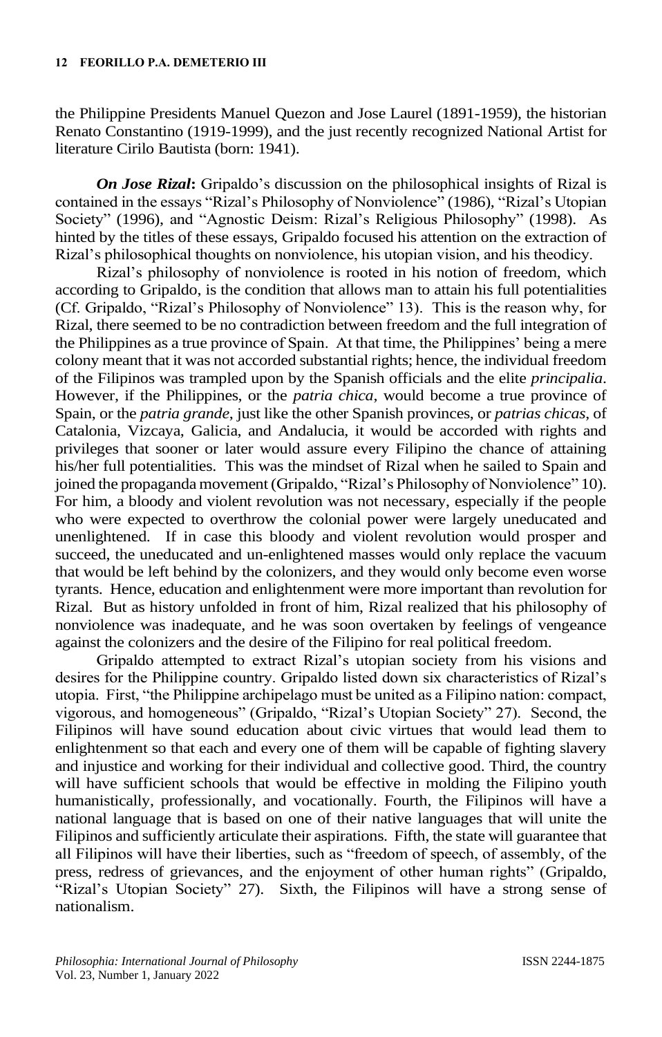the Philippine Presidents Manuel Quezon and Jose Laurel (1891-1959), the historian Renato Constantino (1919-1999), and the just recently recognized National Artist for literature Cirilo Bautista (born: 1941).

***On Jose Rizal*:** Gripaldo's discussion on the philosophical insights of Rizal is contained in the essays "Rizal's Philosophy of Nonviolence" (1986), "Rizal's Utopian Society" (1996), and "Agnostic Deism: Rizal's Religious Philosophy" (1998). As hinted by the titles of these essays, Gripaldo focused his attention on the extraction of Rizal's philosophical thoughts on nonviolence, his utopian vision, and his theodicy.

Rizal's philosophy of nonviolence is rooted in his notion of freedom, which according to Gripaldo, is the condition that allows man to attain his full potentialities (Cf. Gripaldo, "Rizal's Philosophy of Nonviolence" 13). This is the reason why, for Rizal, there seemed to be no contradiction between freedom and the full integration of the Philippines as a true province of Spain. At that time, the Philippines' being a mere colony meant that it was not accorded substantial rights; hence, the individual freedom of the Filipinos was trampled upon by the Spanish officials and the elite *principalia*. However, if the Philippines, or the *patria chica*, would become a true province of Spain, or the *patria grande*, just like the other Spanish provinces, or *patrias chicas*, of Catalonia, Vizcaya, Galicia, and Andalucia, it would be accorded with rights and privileges that sooner or later would assure every Filipino the chance of attaining his/her full potentialities. This was the mindset of Rizal when he sailed to Spain and joined the propaganda movement (Gripaldo, "Rizal's Philosophy of Nonviolence" 10). For him, a bloody and violent revolution was not necessary, especially if the people who were expected to overthrow the colonial power were largely uneducated and unenlightened. If in case this bloody and violent revolution would prosper and succeed, the uneducated and un-enlightened masses would only replace the vacuum that would be left behind by the colonizers, and they would only become even worse tyrants. Hence, education and enlightenment were more important than revolution for Rizal. But as history unfolded in front of him, Rizal realized that his philosophy of nonviolence was inadequate, and he was soon overtaken by feelings of vengeance against the colonizers and the desire of the Filipino for real political freedom.

Gripaldo attempted to extract Rizal's utopian society from his visions and desires for the Philippine country. Gripaldo listed down six characteristics of Rizal's utopia. First, "the Philippine archipelago must be united as a Filipino nation: compact, vigorous, and homogeneous" (Gripaldo, "Rizal's Utopian Society" 27). Second, the Filipinos will have sound education about civic virtues that would lead them to enlightenment so that each and every one of them will be capable of fighting slavery and injustice and working for their individual and collective good. Third, the country will have sufficient schools that would be effective in molding the Filipino youth humanistically, professionally, and vocationally. Fourth, the Filipinos will have a national language that is based on one of their native languages that will unite the Filipinos and sufficiently articulate their aspirations. Fifth, the state will guarantee that all Filipinos will have their liberties, such as "freedom of speech, of assembly, of the press, redress of grievances, and the enjoyment of other human rights" (Gripaldo, "Rizal's Utopian Society" 27). Sixth, the Filipinos will have a strong sense of nationalism.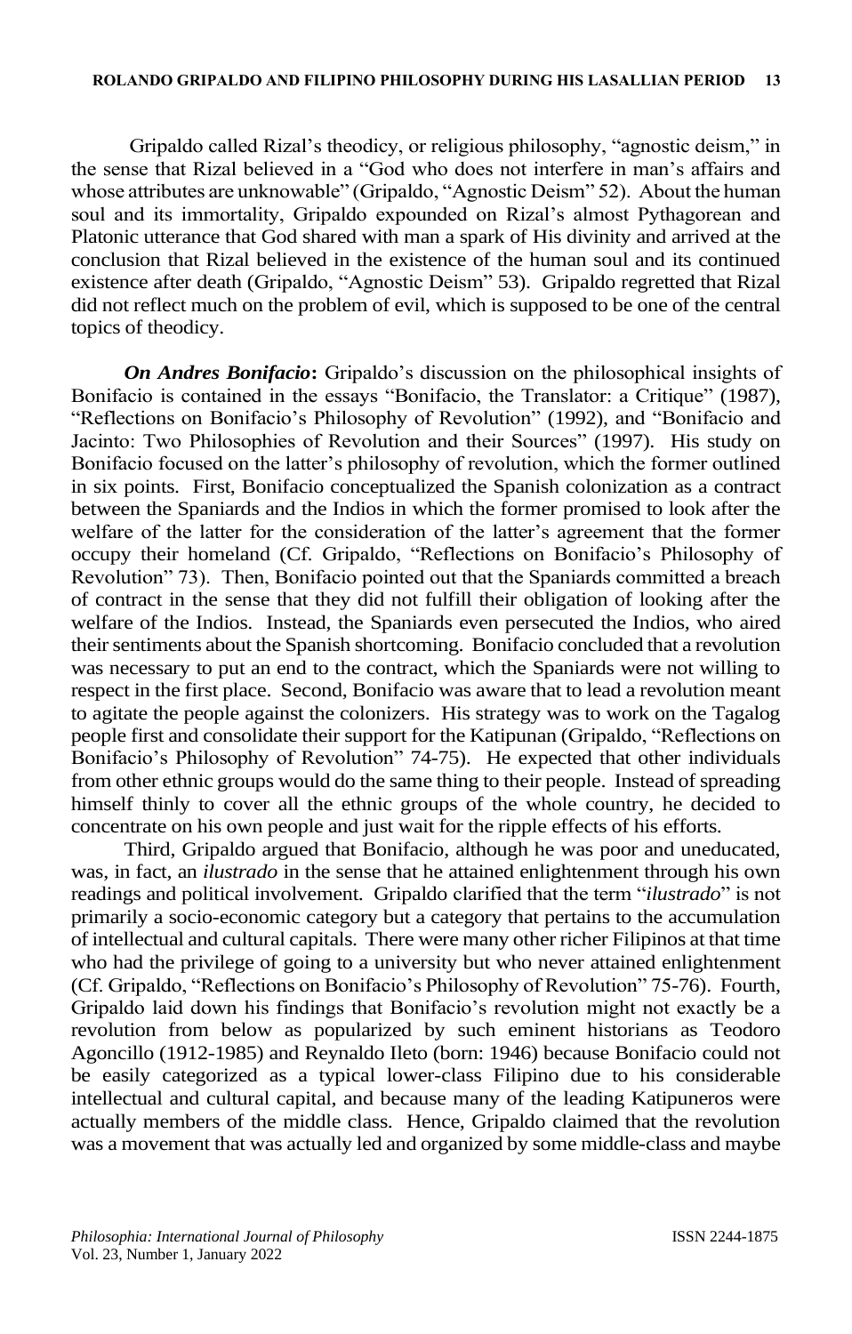Gripaldo called Rizal's theodicy, or religious philosophy, "agnostic deism," in the sense that Rizal believed in a "God who does not interfere in man's affairs and whose attributes are unknowable" (Gripaldo, "Agnostic Deism" 52). About the human soul and its immortality, Gripaldo expounded on Rizal's almost Pythagorean and Platonic utterance that God shared with man a spark of His divinity and arrived at the conclusion that Rizal believed in the existence of the human soul and its continued existence after death (Gripaldo, "Agnostic Deism" 53). Gripaldo regretted that Rizal did not reflect much on the problem of evil, which is supposed to be one of the central topics of theodicy.

***On Andres Bonifacio*:** Gripaldo's discussion on the philosophical insights of Bonifacio is contained in the essays "Bonifacio, the Translator: a Critique" (1987), "Reflections on Bonifacio's Philosophy of Revolution" (1992), and "Bonifacio and Jacinto: Two Philosophies of Revolution and their Sources" (1997). His study on Bonifacio focused on the latter's philosophy of revolution, which the former outlined in six points. First, Bonifacio conceptualized the Spanish colonization as a contract between the Spaniards and the Indios in which the former promised to look after the welfare of the latter for the consideration of the latter's agreement that the former occupy their homeland (Cf. Gripaldo, "Reflections on Bonifacio's Philosophy of Revolution" 73). Then, Bonifacio pointed out that the Spaniards committed a breach of contract in the sense that they did not fulfill their obligation of looking after the welfare of the Indios. Instead, the Spaniards even persecuted the Indios, who aired their sentiments about the Spanish shortcoming. Bonifacio concluded that a revolution was necessary to put an end to the contract, which the Spaniards were not willing to respect in the first place. Second, Bonifacio was aware that to lead a revolution meant to agitate the people against the colonizers. His strategy was to work on the Tagalog people first and consolidate their support for the Katipunan (Gripaldo, "Reflections on Bonifacio's Philosophy of Revolution" 74-75). He expected that other individuals from other ethnic groups would do the same thing to their people. Instead of spreading himself thinly to cover all the ethnic groups of the whole country, he decided to concentrate on his own people and just wait for the ripple effects of his efforts.

Third, Gripaldo argued that Bonifacio, although he was poor and uneducated, was, in fact, an *ilustrado* in the sense that he attained enlightenment through his own readings and political involvement. Gripaldo clarified that the term "*ilustrado*" is not primarily a socio-economic category but a category that pertains to the accumulation of intellectual and cultural capitals. There were many other richer Filipinos at that time who had the privilege of going to a university but who never attained enlightenment (Cf. Gripaldo, "Reflections on Bonifacio's Philosophy of Revolution" 75-76). Fourth, Gripaldo laid down his findings that Bonifacio's revolution might not exactly be a revolution from below as popularized by such eminent historians as Teodoro Agoncillo (1912-1985) and Reynaldo Ileto (born: 1946) because Bonifacio could not be easily categorized as a typical lower-class Filipino due to his considerable intellectual and cultural capital, and because many of the leading Katipuneros were actually members of the middle class. Hence, Gripaldo claimed that the revolution was a movement that was actually led and organized by some middle-class and maybe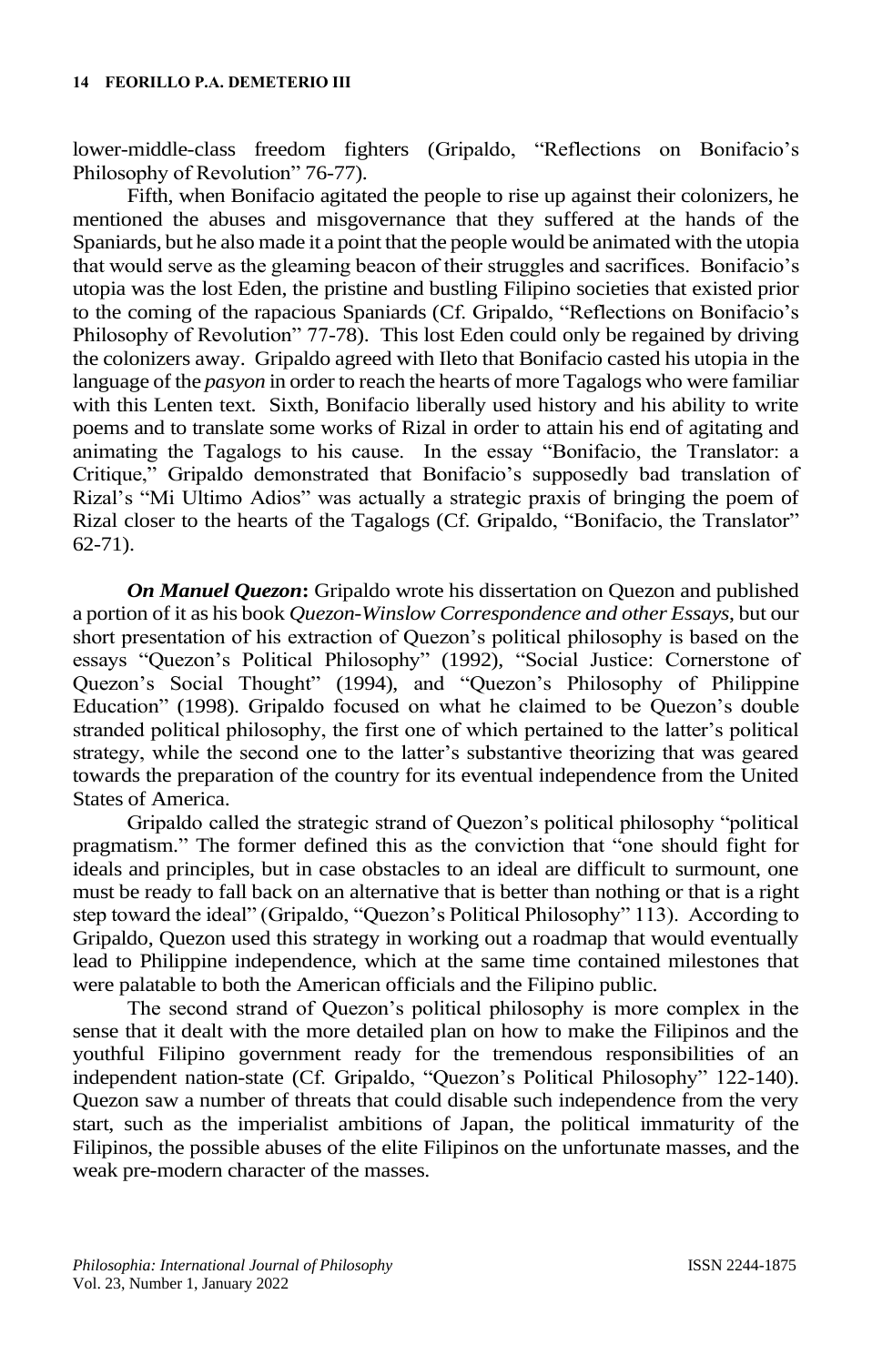lower-middle-class freedom fighters (Gripaldo, "Reflections on Bonifacio's Philosophy of Revolution" 76-77).

Fifth, when Bonifacio agitated the people to rise up against their colonizers, he mentioned the abuses and misgovernance that they suffered at the hands of the Spaniards, but he also made it a point that the people would be animated with the utopia that would serve as the gleaming beacon of their struggles and sacrifices. Bonifacio's utopia was the lost Eden, the pristine and bustling Filipino societies that existed prior to the coming of the rapacious Spaniards (Cf. Gripaldo, "Reflections on Bonifacio's Philosophy of Revolution" 77-78). This lost Eden could only be regained by driving the colonizers away. Gripaldo agreed with Ileto that Bonifacio casted his utopia in the language of the *pasyon* in order to reach the hearts of more Tagalogs who were familiar with this Lenten text. Sixth, Bonifacio liberally used history and his ability to write poems and to translate some works of Rizal in order to attain his end of agitating and animating the Tagalogs to his cause. In the essay "Bonifacio, the Translator: a Critique," Gripaldo demonstrated that Bonifacio's supposedly bad translation of Rizal's "Mi Ultimo Adios" was actually a strategic praxis of bringing the poem of Rizal closer to the hearts of the Tagalogs (Cf. Gripaldo, "Bonifacio, the Translator" 62-71).

***On Manuel Quezon*:** Gripaldo wrote his dissertation on Quezon and published a portion of it as his book *Quezon-Winslow Correspondence and other Essays*, but our short presentation of his extraction of Quezon's political philosophy is based on the essays "Quezon's Political Philosophy" (1992), "Social Justice: Cornerstone of Quezon's Social Thought" (1994), and "Quezon's Philosophy of Philippine Education" (1998). Gripaldo focused on what he claimed to be Quezon's double stranded political philosophy, the first one of which pertained to the latter's political strategy, while the second one to the latter's substantive theorizing that was geared towards the preparation of the country for its eventual independence from the United States of America.

Gripaldo called the strategic strand of Quezon's political philosophy "political pragmatism." The former defined this as the conviction that "one should fight for ideals and principles, but in case obstacles to an ideal are difficult to surmount, one must be ready to fall back on an alternative that is better than nothing or that is a right step toward the ideal" (Gripaldo, "Quezon's Political Philosophy" 113). According to Gripaldo, Quezon used this strategy in working out a roadmap that would eventually lead to Philippine independence, which at the same time contained milestones that were palatable to both the American officials and the Filipino public.

The second strand of Quezon's political philosophy is more complex in the sense that it dealt with the more detailed plan on how to make the Filipinos and the youthful Filipino government ready for the tremendous responsibilities of an independent nation-state (Cf. Gripaldo, "Quezon's Political Philosophy" 122-140). Quezon saw a number of threats that could disable such independence from the very start, such as the imperialist ambitions of Japan, the political immaturity of the Filipinos, the possible abuses of the elite Filipinos on the unfortunate masses, and the weak pre-modern character of the masses.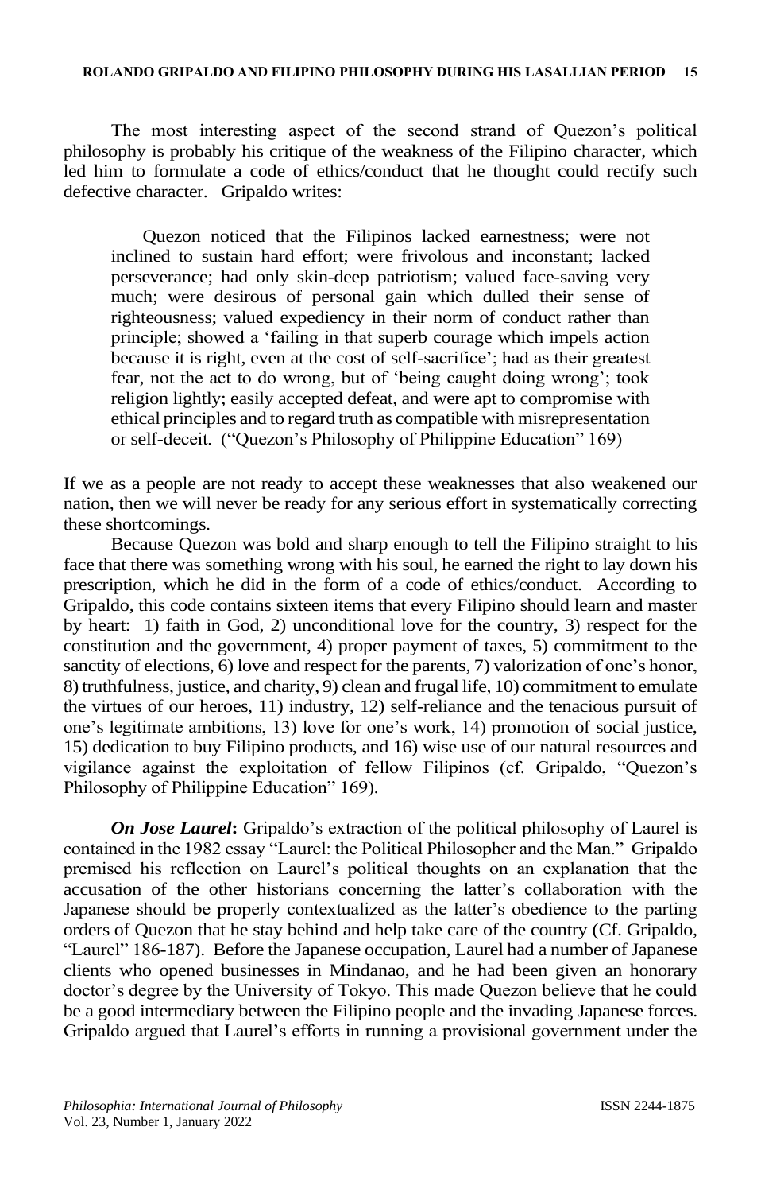The most interesting aspect of the second strand of Quezon's political philosophy is probably his critique of the weakness of the Filipino character, which led him to formulate a code of ethics/conduct that he thought could rectify such defective character. Gripaldo writes:

> Quezon noticed that the Filipinos lacked earnestness; were not inclined to sustain hard effort; were frivolous and inconstant; lacked perseverance; had only skin-deep patriotism; valued face-saving very much; were desirous of personal gain which dulled their sense of righteousness; valued expediency in their norm of conduct rather than principle; showed a 'failing in that superb courage which impels action because it is right, even at the cost of self-sacrifice'; had as their greatest fear, not the act to do wrong, but of 'being caught doing wrong'; took religion lightly; easily accepted defeat, and were apt to compromise with ethical principles and to regard truth as compatible with misrepresentation or self-deceit. ("Quezon's Philosophy of Philippine Education" 169)

If we as a people are not ready to accept these weaknesses that also weakened our nation, then we will never be ready for any serious effort in systematically correcting these shortcomings.

Because Quezon was bold and sharp enough to tell the Filipino straight to his face that there was something wrong with his soul, he earned the right to lay down his prescription, which he did in the form of a code of ethics/conduct. According to Gripaldo, this code contains sixteen items that every Filipino should learn and master by heart: 1) faith in God, 2) unconditional love for the country, 3) respect for the constitution and the government, 4) proper payment of taxes, 5) commitment to the sanctity of elections, 6) love and respect for the parents, 7) valorization of one's honor, 8) truthfulness, justice, and charity, 9) clean and frugal life, 10) commitment to emulate the virtues of our heroes, 11) industry, 12) self-reliance and the tenacious pursuit of one's legitimate ambitions, 13) love for one's work, 14) promotion of social justice, 15) dedication to buy Filipino products, and 16) wise use of our natural resources and vigilance against the exploitation of fellow Filipinos (cf. Gripaldo, "Quezon's Philosophy of Philippine Education" 169).

***On Jose Laurel*:** Gripaldo's extraction of the political philosophy of Laurel is contained in the 1982 essay "Laurel: the Political Philosopher and the Man." Gripaldo premised his reflection on Laurel's political thoughts on an explanation that the accusation of the other historians concerning the latter's collaboration with the Japanese should be properly contextualized as the latter's obedience to the parting orders of Quezon that he stay behind and help take care of the country (Cf. Gripaldo, "Laurel" 186-187). Before the Japanese occupation, Laurel had a number of Japanese clients who opened businesses in Mindanao, and he had been given an honorary doctor's degree by the University of Tokyo. This made Quezon believe that he could be a good intermediary between the Filipino people and the invading Japanese forces. Gripaldo argued that Laurel's efforts in running a provisional government under the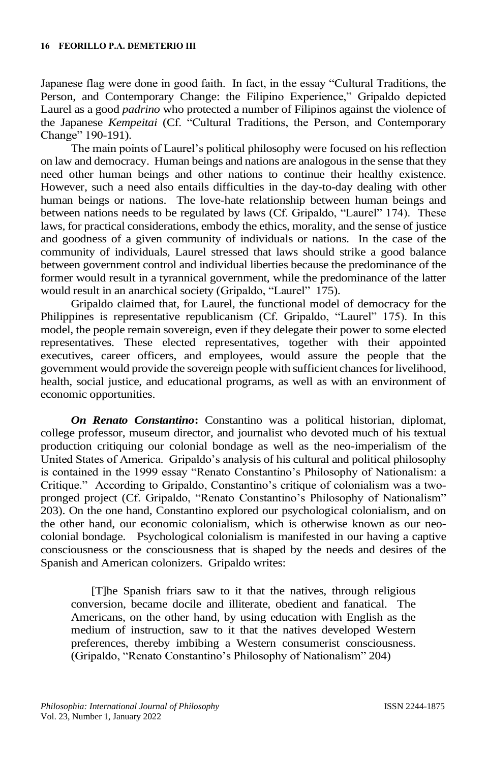Japanese flag were done in good faith. In fact, in the essay "Cultural Traditions, the Person, and Contemporary Change: the Filipino Experience," Gripaldo depicted Laurel as a good *padrino* who protected a number of Filipinos against the violence of the Japanese *Kempeitai* (Cf. "Cultural Traditions, the Person, and Contemporary Change" 190-191).

The main points of Laurel's political philosophy were focused on his reflection on law and democracy. Human beings and nations are analogous in the sense that they need other human beings and other nations to continue their healthy existence. However, such a need also entails difficulties in the day-to-day dealing with other human beings or nations. The love-hate relationship between human beings and between nations needs to be regulated by laws (Cf. Gripaldo, "Laurel" 174). These laws, for practical considerations, embody the ethics, morality, and the sense of justice and goodness of a given community of individuals or nations. In the case of the community of individuals, Laurel stressed that laws should strike a good balance between government control and individual liberties because the predominance of the former would result in a tyrannical government, while the predominance of the latter would result in an anarchical society (Gripaldo, "Laurel" 175).

Gripaldo claimed that, for Laurel, the functional model of democracy for the Philippines is representative republicanism (Cf. Gripaldo, "Laurel" 175). In this model, the people remain sovereign, even if they delegate their power to some elected representatives. These elected representatives, together with their appointed executives, career officers, and employees, would assure the people that the government would provide the sovereign people with sufficient chances for livelihood, health, social justice, and educational programs, as well as with an environment of economic opportunities.

***On Renato Constantino*:** Constantino was a political historian, diplomat, college professor, museum director, and journalist who devoted much of his textual production critiquing our colonial bondage as well as the neo-imperialism of the United States of America. Gripaldo's analysis of his cultural and political philosophy is contained in the 1999 essay "Renato Constantino's Philosophy of Nationalism: a Critique." According to Gripaldo, Constantino's critique of colonialism was a two-pronged project (Cf. Gripaldo, "Renato Constantino's Philosophy of Nationalism" 203). On the one hand, Constantino explored our psychological colonialism, and on the other hand, our economic colonialism, which is otherwise known as our neo-colonial bondage. Psychological colonialism is manifested in our having a captive consciousness or the consciousness that is shaped by the needs and desires of the Spanish and American colonizers. Gripaldo writes:

> [T]he Spanish friars saw to it that the natives, through religious conversion, became docile and illiterate, obedient and fanatical. The Americans, on the other hand, by using education with English as the medium of instruction, saw to it that the natives developed Western preferences, thereby imbibing a Western consumerist consciousness. (Gripaldo, "Renato Constantino's Philosophy of Nationalism" 204)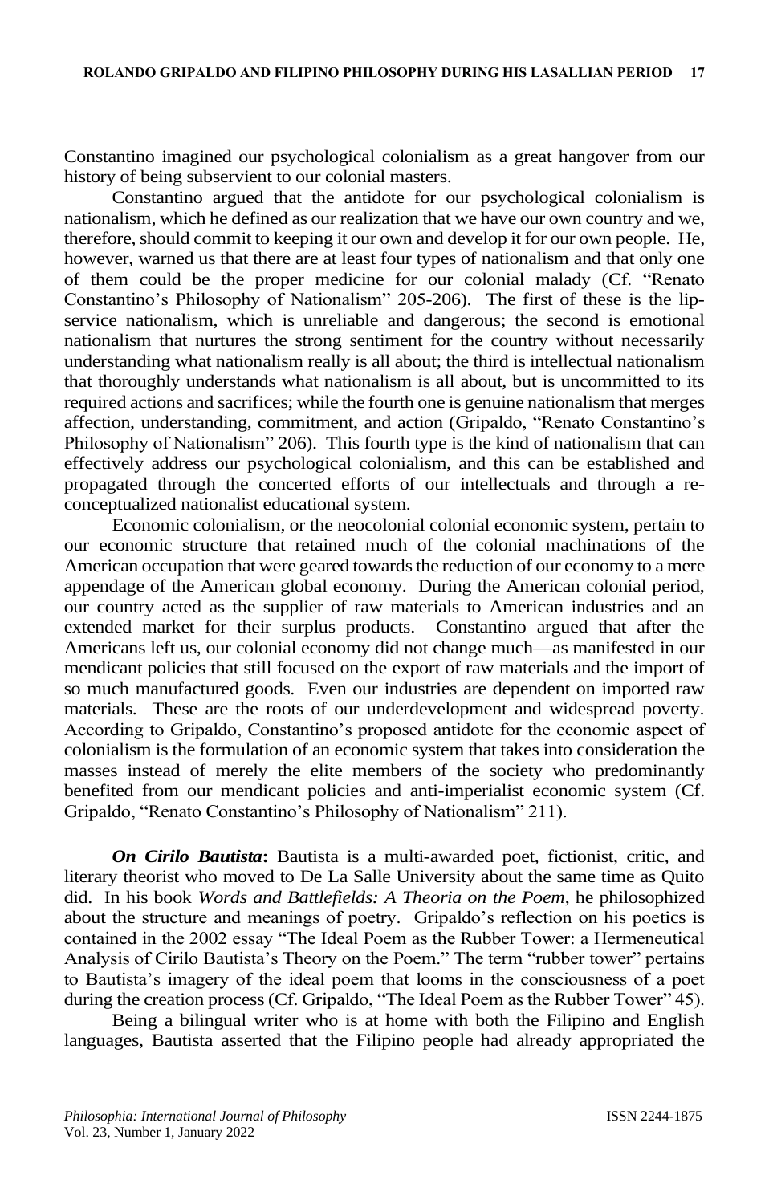Constantino imagined our psychological colonialism as a great hangover from our history of being subservient to our colonial masters.

Constantino argued that the antidote for our psychological colonialism is nationalism, which he defined as our realization that we have our own country and we, therefore, should commit to keeping it our own and develop it for our own people. He, however, warned us that there are at least four types of nationalism and that only one of them could be the proper medicine for our colonial malady (Cf. "Renato Constantino's Philosophy of Nationalism" 205-206). The first of these is the lip-service nationalism, which is unreliable and dangerous; the second is emotional nationalism that nurtures the strong sentiment for the country without necessarily understanding what nationalism really is all about; the third is intellectual nationalism that thoroughly understands what nationalism is all about, but is uncommitted to its required actions and sacrifices; while the fourth one is genuine nationalism that merges affection, understanding, commitment, and action (Gripaldo, "Renato Constantino's Philosophy of Nationalism" 206). This fourth type is the kind of nationalism that can effectively address our psychological colonialism, and this can be established and propagated through the concerted efforts of our intellectuals and through a re-conceptualized nationalist educational system.

Economic colonialism, or the neocolonial colonial economic system, pertain to our economic structure that retained much of the colonial machinations of the American occupation that were geared towards the reduction of our economy to a mere appendage of the American global economy. During the American colonial period, our country acted as the supplier of raw materials to American industries and an extended market for their surplus products. Constantino argued that after the Americans left us, our colonial economy did not change much—as manifested in our mendicant policies that still focused on the export of raw materials and the import of so much manufactured goods. Even our industries are dependent on imported raw materials. These are the roots of our underdevelopment and widespread poverty. According to Gripaldo, Constantino's proposed antidote for the economic aspect of colonialism is the formulation of an economic system that takes into consideration the masses instead of merely the elite members of the society who predominantly benefited from our mendicant policies and anti-imperialist economic system (Cf. Gripaldo, "Renato Constantino's Philosophy of Nationalism" 211).

***On Cirilo Bautista*:** Bautista is a multi-awarded poet, fictionist, critic, and literary theorist who moved to De La Salle University about the same time as Quito did. In his book *Words and Battlefields: A Theoria on the Poem*, he philosophized about the structure and meanings of poetry. Gripaldo's reflection on his poetics is contained in the 2002 essay "The Ideal Poem as the Rubber Tower: a Hermeneutical Analysis of Cirilo Bautista's Theory on the Poem." The term "rubber tower" pertains to Bautista's imagery of the ideal poem that looms in the consciousness of a poet during the creation process (Cf. Gripaldo, "The Ideal Poem as the Rubber Tower" 45).

Being a bilingual writer who is at home with both the Filipino and English languages, Bautista asserted that the Filipino people had already appropriated the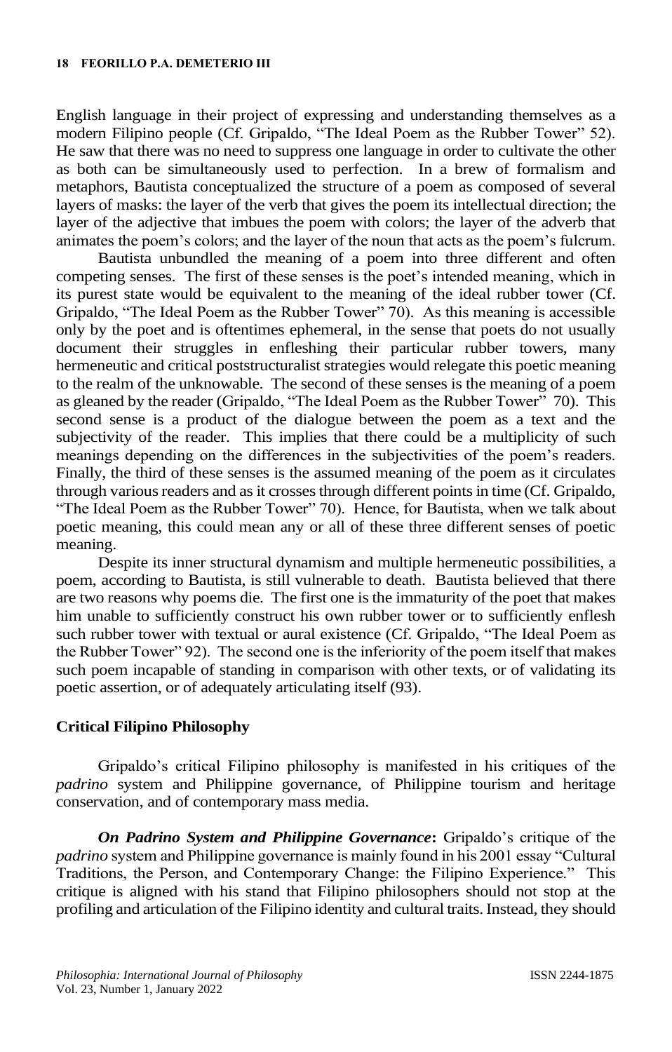English language in their project of expressing and understanding themselves as a modern Filipino people (Cf. Gripaldo, "The Ideal Poem as the Rubber Tower" 52). He saw that there was no need to suppress one language in order to cultivate the other as both can be simultaneously used to perfection. In a brew of formalism and metaphors, Bautista conceptualized the structure of a poem as composed of several layers of masks: the layer of the verb that gives the poem its intellectual direction; the layer of the adjective that imbues the poem with colors; the layer of the adverb that animates the poem's colors; and the layer of the noun that acts as the poem's fulcrum.

Bautista unbundled the meaning of a poem into three different and often competing senses. The first of these senses is the poet's intended meaning, which in its purest state would be equivalent to the meaning of the ideal rubber tower (Cf. Gripaldo, "The Ideal Poem as the Rubber Tower" 70). As this meaning is accessible only by the poet and is oftentimes ephemeral, in the sense that poets do not usually document their struggles in enfleshing their particular rubber towers, many hermeneutic and critical poststructuralist strategies would relegate this poetic meaning to the realm of the unknowable. The second of these senses is the meaning of a poem as gleaned by the reader (Gripaldo, "The Ideal Poem as the Rubber Tower" 70). This second sense is a product of the dialogue between the poem as a text and the subjectivity of the reader. This implies that there could be a multiplicity of such meanings depending on the differences in the subjectivities of the poem's readers. Finally, the third of these senses is the assumed meaning of the poem as it circulates through various readers and as it crosses through different points in time (Cf. Gripaldo, "The Ideal Poem as the Rubber Tower" 70). Hence, for Bautista, when we talk about poetic meaning, this could mean any or all of these three different senses of poetic meaning.

Despite its inner structural dynamism and multiple hermeneutic possibilities, a poem, according to Bautista, is still vulnerable to death. Bautista believed that there are two reasons why poems die. The first one is the immaturity of the poet that makes him unable to sufficiently construct his own rubber tower or to sufficiently enflesh such rubber tower with textual or aural existence (Cf. Gripaldo, "The Ideal Poem as the Rubber Tower" 92). The second one is the inferiority of the poem itself that makes such poem incapable of standing in comparison with other texts, or of validating its poetic assertion, or of adequately articulating itself (93).

## Critical Filipino Philosophy

Gripaldo's critical Filipino philosophy is manifested in his critiques of the *padrino* system and Philippine governance, of Philippine tourism and heritage conservation, and of contemporary mass media.

***On Padrino System and Philippine Governance*:** Gripaldo's critique of the *padrino* system and Philippine governance is mainly found in his 2001 essay "Cultural Traditions, the Person, and Contemporary Change: the Filipino Experience." This critique is aligned with his stand that Filipino philosophers should not stop at the profiling and articulation of the Filipino identity and cultural traits. Instead, they should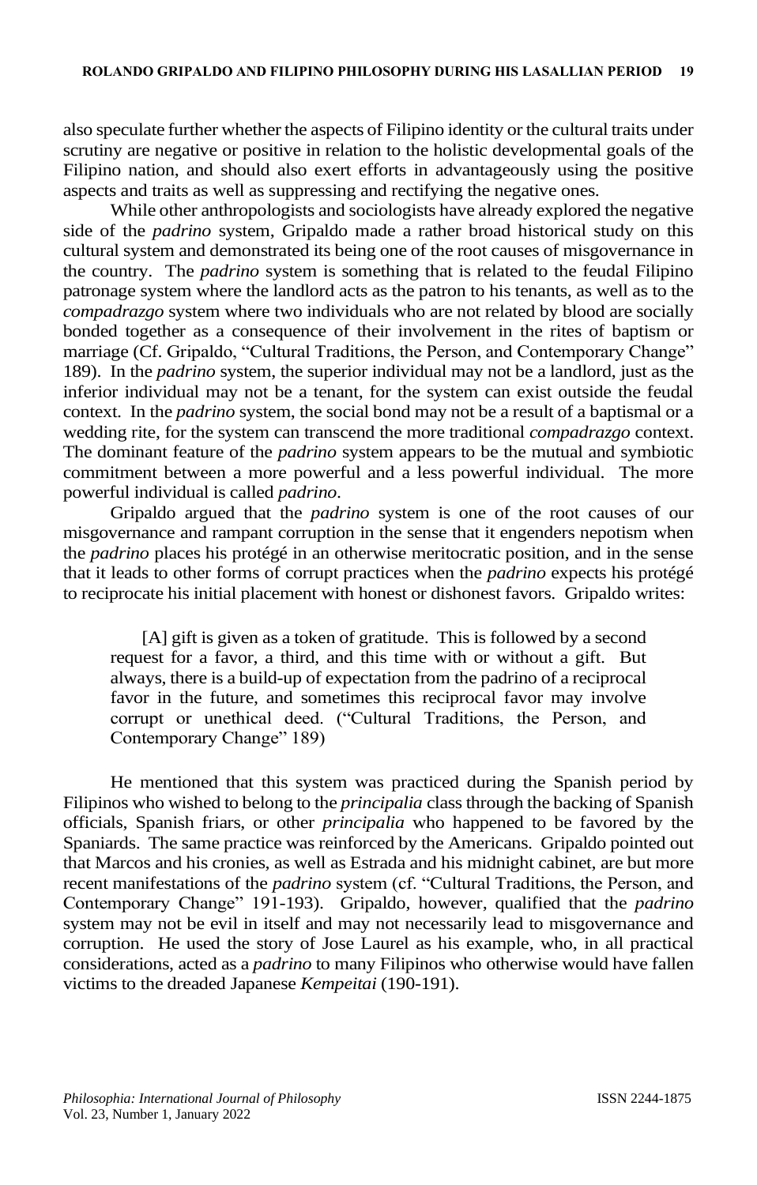also speculate further whether the aspects of Filipino identity or the cultural traits under scrutiny are negative or positive in relation to the holistic developmental goals of the Filipino nation, and should also exert efforts in advantageously using the positive aspects and traits as well as suppressing and rectifying the negative ones.

While other anthropologists and sociologists have already explored the negative side of the *padrino* system, Gripaldo made a rather broad historical study on this cultural system and demonstrated its being one of the root causes of misgovernance in the country. The *padrino* system is something that is related to the feudal Filipino patronage system where the landlord acts as the patron to his tenants, as well as to the *compadrazgo* system where two individuals who are not related by blood are socially bonded together as a consequence of their involvement in the rites of baptism or marriage (Cf. Gripaldo, "Cultural Traditions, the Person, and Contemporary Change" 189). In the *padrino* system, the superior individual may not be a landlord, just as the inferior individual may not be a tenant, for the system can exist outside the feudal context. In the *padrino* system, the social bond may not be a result of a baptismal or a wedding rite, for the system can transcend the more traditional *compadrazgo* context. The dominant feature of the *padrino* system appears to be the mutual and symbiotic commitment between a more powerful and a less powerful individual. The more powerful individual is called *padrino*.

Gripaldo argued that the *padrino* system is one of the root causes of our misgovernance and rampant corruption in the sense that it engenders nepotism when the *padrino* places his protégé in an otherwise meritocratic position, and in the sense that it leads to other forms of corrupt practices when the *padrino* expects his protégé to reciprocate his initial placement with honest or dishonest favors. Gripaldo writes:

> [A] gift is given as a token of gratitude. This is followed by a second request for a favor, a third, and this time with or without a gift. But always, there is a build-up of expectation from the padrino of a reciprocal favor in the future, and sometimes this reciprocal favor may involve corrupt or unethical deed. ("Cultural Traditions, the Person, and Contemporary Change" 189)

He mentioned that this system was practiced during the Spanish period by Filipinos who wished to belong to the *principalia* class through the backing of Spanish officials, Spanish friars, or other *principalia* who happened to be favored by the Spaniards. The same practice was reinforced by the Americans. Gripaldo pointed out that Marcos and his cronies, as well as Estrada and his midnight cabinet, are but more recent manifestations of the *padrino* system (cf. "Cultural Traditions, the Person, and Contemporary Change" 191-193). Gripaldo, however, qualified that the *padrino* system may not be evil in itself and may not necessarily lead to misgovernance and corruption. He used the story of Jose Laurel as his example, who, in all practical considerations, acted as a *padrino* to many Filipinos who otherwise would have fallen victims to the dreaded Japanese *Kempeitai* (190-191).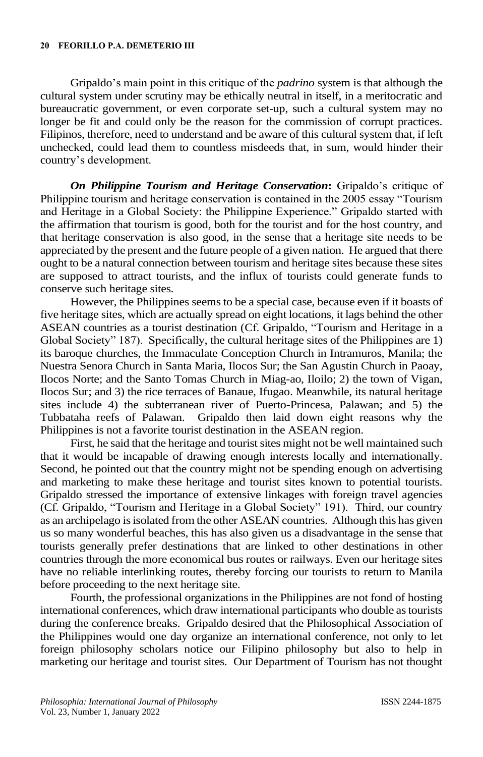Gripaldo's main point in this critique of the *padrino* system is that although the cultural system under scrutiny may be ethically neutral in itself, in a meritocratic and bureaucratic government, or even corporate set-up, such a cultural system may no longer be fit and could only be the reason for the commission of corrupt practices. Filipinos, therefore, need to understand and be aware of this cultural system that, if left unchecked, could lead them to countless misdeeds that, in sum, would hinder their country's development.

***On Philippine Tourism and Heritage Conservation*:** Gripaldo's critique of Philippine tourism and heritage conservation is contained in the 2005 essay "Tourism and Heritage in a Global Society: the Philippine Experience." Gripaldo started with the affirmation that tourism is good, both for the tourist and for the host country, and that heritage conservation is also good, in the sense that a heritage site needs to be appreciated by the present and the future people of a given nation. He argued that there ought to be a natural connection between tourism and heritage sites because these sites are supposed to attract tourists, and the influx of tourists could generate funds to conserve such heritage sites.

However, the Philippines seems to be a special case, because even if it boasts of five heritage sites, which are actually spread on eight locations, it lags behind the other ASEAN countries as a tourist destination (Cf. Gripaldo, "Tourism and Heritage in a Global Society" 187). Specifically, the cultural heritage sites of the Philippines are 1) its baroque churches, the Immaculate Conception Church in Intramuros, Manila; the Nuestra Senora Church in Santa Maria, Ilocos Sur; the San Agustin Church in Paoay, Ilocos Norte; and the Santo Tomas Church in Miag-ao, Iloilo; 2) the town of Vigan, Ilocos Sur; and 3) the rice terraces of Banaue, Ifugao. Meanwhile, its natural heritage sites include 4) the subterranean river of Puerto-Princesa, Palawan; and 5) the Tubbataha reefs of Palawan. Gripaldo then laid down eight reasons why the Philippines is not a favorite tourist destination in the ASEAN region.

First, he said that the heritage and tourist sites might not be well maintained such that it would be incapable of drawing enough interests locally and internationally. Second, he pointed out that the country might not be spending enough on advertising and marketing to make these heritage and tourist sites known to potential tourists. Gripaldo stressed the importance of extensive linkages with foreign travel agencies (Cf. Gripaldo, "Tourism and Heritage in a Global Society" 191). Third, our country as an archipelago is isolated from the other ASEAN countries. Although this has given us so many wonderful beaches, this has also given us a disadvantage in the sense that tourists generally prefer destinations that are linked to other destinations in other countries through the more economical bus routes or railways. Even our heritage sites have no reliable interlinking routes, thereby forcing our tourists to return to Manila before proceeding to the next heritage site.

Fourth, the professional organizations in the Philippines are not fond of hosting international conferences, which draw international participants who double as tourists during the conference breaks. Gripaldo desired that the Philosophical Association of the Philippines would one day organize an international conference, not only to let foreign philosophy scholars notice our Filipino philosophy but also to help in marketing our heritage and tourist sites. Our Department of Tourism has not thought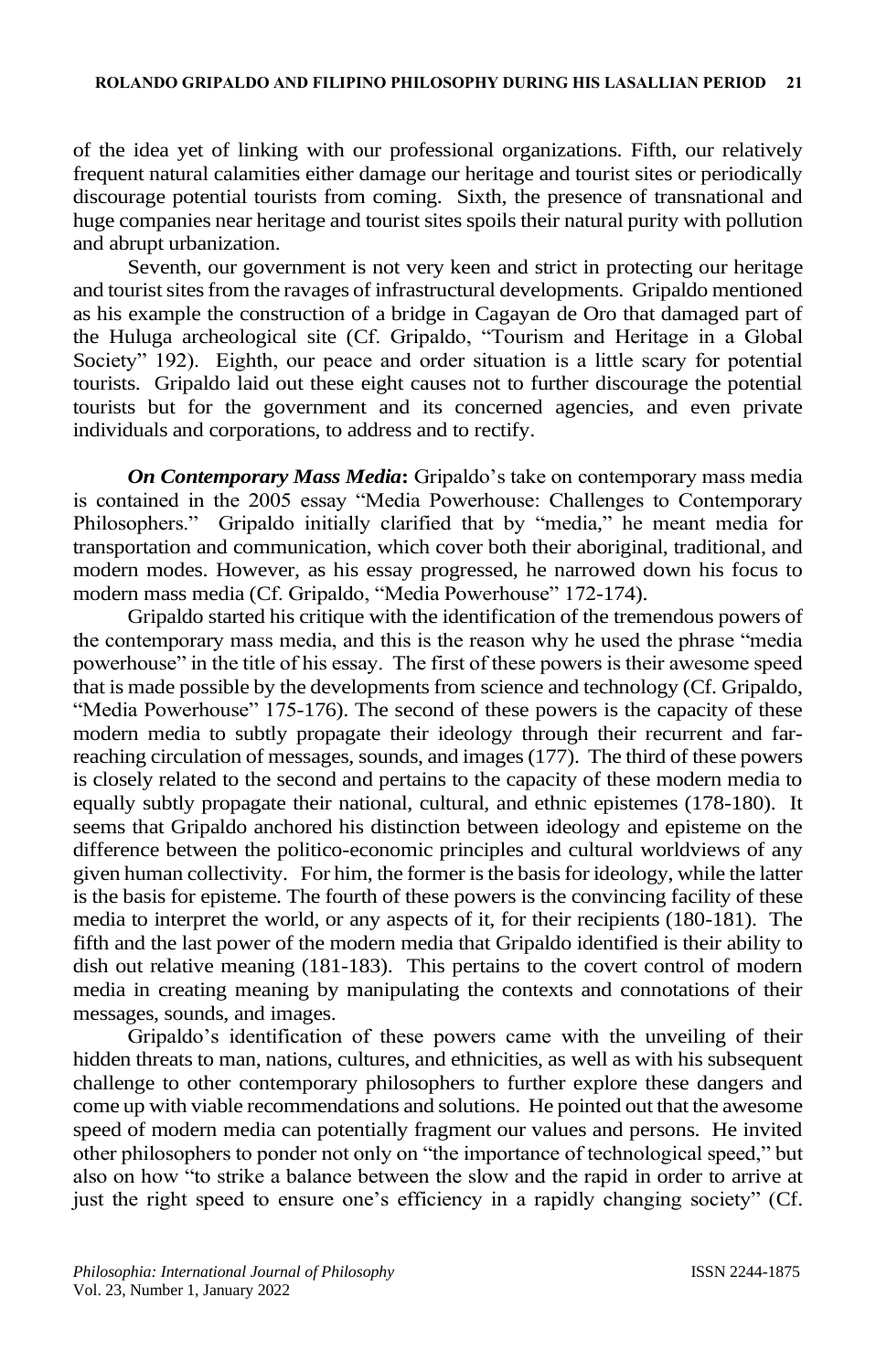of the idea yet of linking with our professional organizations. Fifth, our relatively frequent natural calamities either damage our heritage and tourist sites or periodically discourage potential tourists from coming. Sixth, the presence of transnational and huge companies near heritage and tourist sites spoils their natural purity with pollution and abrupt urbanization.

Seventh, our government is not very keen and strict in protecting our heritage and tourist sites from the ravages of infrastructural developments. Gripaldo mentioned as his example the construction of a bridge in Cagayan de Oro that damaged part of the Huluga archeological site (Cf. Gripaldo, "Tourism and Heritage in a Global Society" 192). Eighth, our peace and order situation is a little scary for potential tourists. Gripaldo laid out these eight causes not to further discourage the potential tourists but for the government and its concerned agencies, and even private individuals and corporations, to address and to rectify.

***On Contemporary Mass Media*:** Gripaldo's take on contemporary mass media is contained in the 2005 essay "Media Powerhouse: Challenges to Contemporary Philosophers." Gripaldo initially clarified that by "media," he meant media for transportation and communication, which cover both their aboriginal, traditional, and modern modes. However, as his essay progressed, he narrowed down his focus to modern mass media (Cf. Gripaldo, "Media Powerhouse" 172-174).

Gripaldo started his critique with the identification of the tremendous powers of the contemporary mass media, and this is the reason why he used the phrase "media powerhouse" in the title of his essay. The first of these powers is their awesome speed that is made possible by the developments from science and technology (Cf. Gripaldo, "Media Powerhouse" 175-176). The second of these powers is the capacity of these modern media to subtly propagate their ideology through their recurrent and far-reaching circulation of messages, sounds, and images (177). The third of these powers is closely related to the second and pertains to the capacity of these modern media to equally subtly propagate their national, cultural, and ethnic epistemes (178-180). It seems that Gripaldo anchored his distinction between ideology and episteme on the difference between the politico-economic principles and cultural worldviews of any given human collectivity. For him, the former is the basis for ideology, while the latter is the basis for episteme. The fourth of these powers is the convincing facility of these media to interpret the world, or any aspects of it, for their recipients (180-181). The fifth and the last power of the modern media that Gripaldo identified is their ability to dish out relative meaning (181-183). This pertains to the covert control of modern media in creating meaning by manipulating the contexts and connotations of their messages, sounds, and images.

Gripaldo's identification of these powers came with the unveiling of their hidden threats to man, nations, cultures, and ethnicities, as well as with his subsequent challenge to other contemporary philosophers to further explore these dangers and come up with viable recommendations and solutions. He pointed out that the awesome speed of modern media can potentially fragment our values and persons. He invited other philosophers to ponder not only on "the importance of technological speed," but also on how "to strike a balance between the slow and the rapid in order to arrive at just the right speed to ensure one's efficiency in a rapidly changing society" (Cf.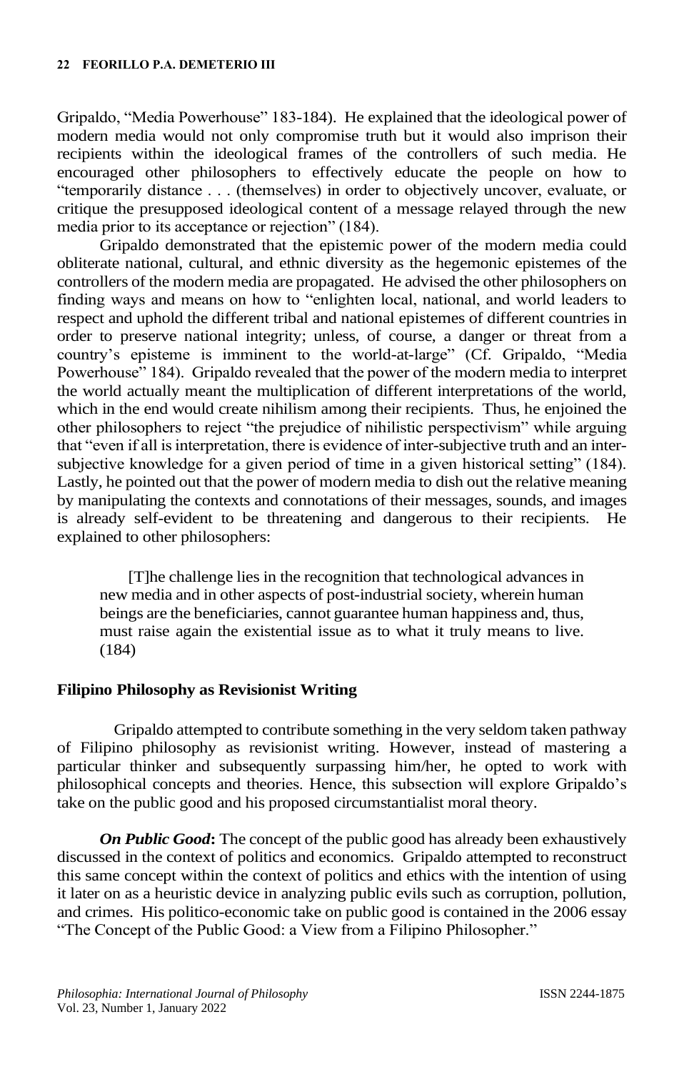Gripaldo, "Media Powerhouse" 183-184). He explained that the ideological power of modern media would not only compromise truth but it would also imprison their recipients within the ideological frames of the controllers of such media. He encouraged other philosophers to effectively educate the people on how to "temporarily distance . . . (themselves) in order to objectively uncover, evaluate, or critique the presupposed ideological content of a message relayed through the new media prior to its acceptance or rejection" (184).

Gripaldo demonstrated that the epistemic power of the modern media could obliterate national, cultural, and ethnic diversity as the hegemonic epistemes of the controllers of the modern media are propagated. He advised the other philosophers on finding ways and means on how to "enlighten local, national, and world leaders to respect and uphold the different tribal and national epistemes of different countries in order to preserve national integrity; unless, of course, a danger or threat from a country's episteme is imminent to the world-at-large" (Cf. Gripaldo, "Media Powerhouse" 184). Gripaldo revealed that the power of the modern media to interpret the world actually meant the multiplication of different interpretations of the world, which in the end would create nihilism among their recipients. Thus, he enjoined the other philosophers to reject "the prejudice of nihilistic perspectivism" while arguing that "even if all is interpretation, there is evidence of inter-subjective truth and an inter-subjective knowledge for a given period of time in a given historical setting" (184). Lastly, he pointed out that the power of modern media to dish out the relative meaning by manipulating the contexts and connotations of their messages, sounds, and images is already self-evident to be threatening and dangerous to their recipients. He explained to other philosophers:

> [T]he challenge lies in the recognition that technological advances in new media and in other aspects of post-industrial society, wherein human beings are the beneficiaries, cannot guarantee human happiness and, thus, must raise again the existential issue as to what it truly means to live. (184)

## Filipino Philosophy as Revisionist Writing

Gripaldo attempted to contribute something in the very seldom taken pathway of Filipino philosophy as revisionist writing. However, instead of mastering a particular thinker and subsequently surpassing him/her, he opted to work with philosophical concepts and theories. Hence, this subsection will explore Gripaldo's take on the public good and his proposed circumstantialist moral theory.

***On Public Good*:** The concept of the public good has already been exhaustively discussed in the context of politics and economics. Gripaldo attempted to reconstruct this same concept within the context of politics and ethics with the intention of using it later on as a heuristic device in analyzing public evils such as corruption, pollution, and crimes. His politico-economic take on public good is contained in the 2006 essay "The Concept of the Public Good: a View from a Filipino Philosopher."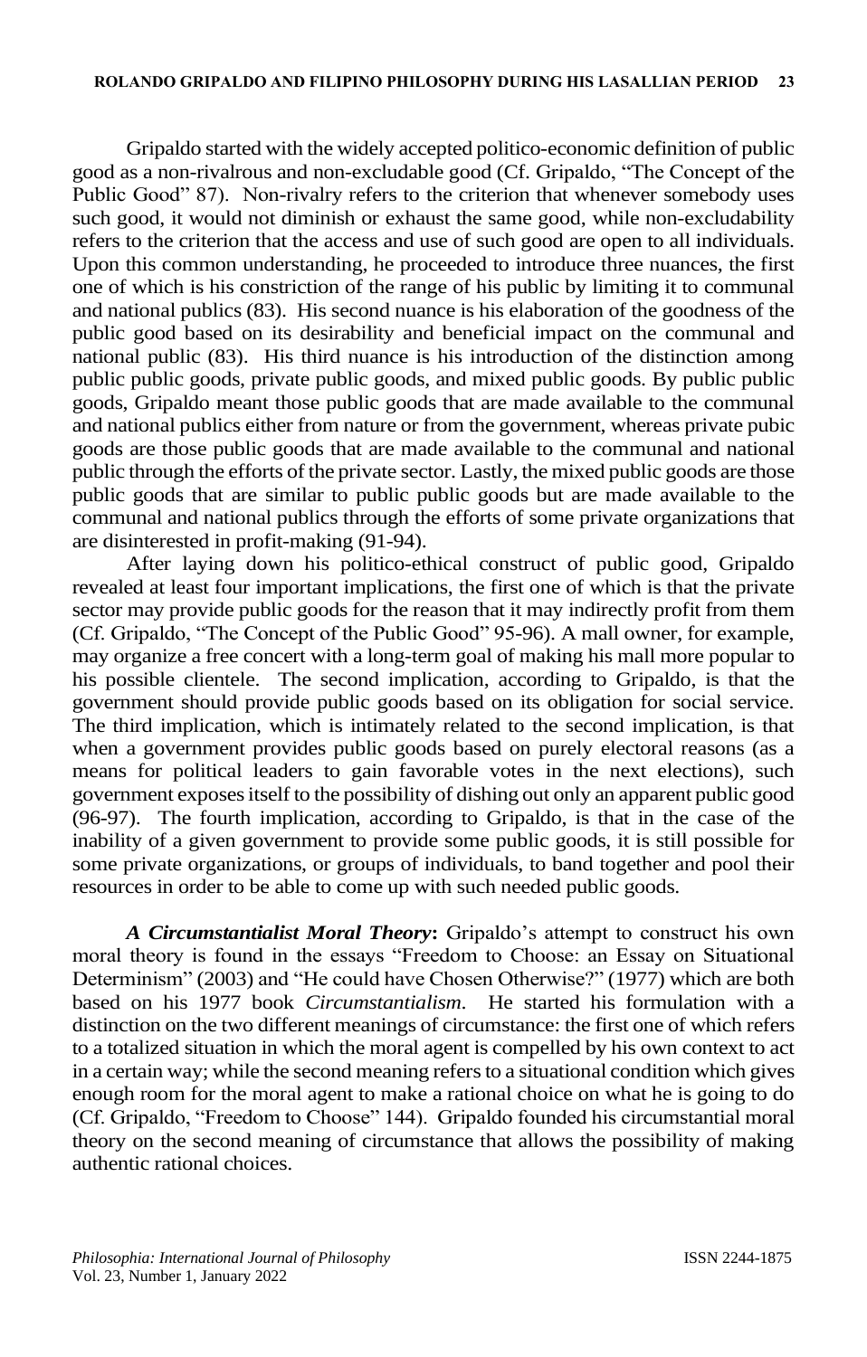Gripaldo started with the widely accepted politico-economic definition of public good as a non-rivalrous and non-excludable good (Cf. Gripaldo, "The Concept of the Public Good" 87). Non-rivalry refers to the criterion that whenever somebody uses such good, it would not diminish or exhaust the same good, while non-excludability refers to the criterion that the access and use of such good are open to all individuals. Upon this common understanding, he proceeded to introduce three nuances, the first one of which is his constriction of the range of his public by limiting it to communal and national publics (83). His second nuance is his elaboration of the goodness of the public good based on its desirability and beneficial impact on the communal and national public (83). His third nuance is his introduction of the distinction among public public goods, private public goods, and mixed public goods. By public public goods, Gripaldo meant those public goods that are made available to the communal and national publics either from nature or from the government, whereas private pubic goods are those public goods that are made available to the communal and national public through the efforts of the private sector. Lastly, the mixed public goods are those public goods that are similar to public public goods but are made available to the communal and national publics through the efforts of some private organizations that are disinterested in profit-making (91-94).

After laying down his politico-ethical construct of public good, Gripaldo revealed at least four important implications, the first one of which is that the private sector may provide public goods for the reason that it may indirectly profit from them (Cf. Gripaldo, "The Concept of the Public Good" 95-96). A mall owner, for example, may organize a free concert with a long-term goal of making his mall more popular to his possible clientele. The second implication, according to Gripaldo, is that the government should provide public goods based on its obligation for social service. The third implication, which is intimately related to the second implication, is that when a government provides public goods based on purely electoral reasons (as a means for political leaders to gain favorable votes in the next elections), such government exposes itself to the possibility of dishing out only an apparent public good (96-97). The fourth implication, according to Gripaldo, is that in the case of the inability of a given government to provide some public goods, it is still possible for some private organizations, or groups of individuals, to band together and pool their resources in order to be able to come up with such needed public goods.

***A Circumstantialist Moral Theory*****:** Gripaldo's attempt to construct his own moral theory is found in the essays "Freedom to Choose: an Essay on Situational Determinism" (2003) and "He could have Chosen Otherwise?" (1977) which are both based on his 1977 book *Circumstantialism*. He started his formulation with a distinction on the two different meanings of circumstance: the first one of which refers to a totalized situation in which the moral agent is compelled by his own context to act in a certain way; while the second meaning refers to a situational condition which gives enough room for the moral agent to make a rational choice on what he is going to do (Cf. Gripaldo, "Freedom to Choose" 144). Gripaldo founded his circumstantial moral theory on the second meaning of circumstance that allows the possibility of making authentic rational choices.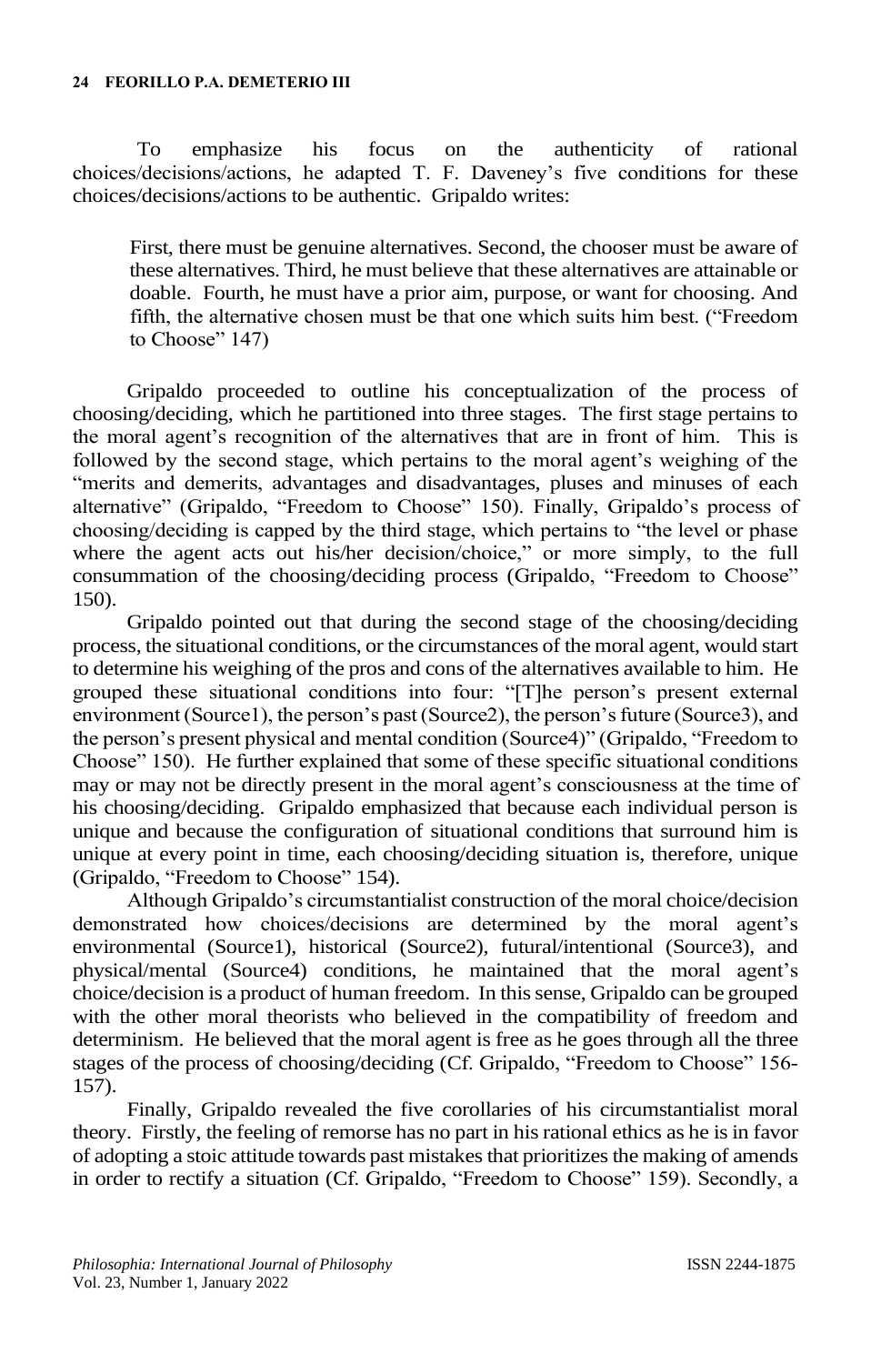To emphasize his focus on the authenticity of rational choices/decisions/actions, he adapted T. F. Daveney's five conditions for these choices/decisions/actions to be authentic. Gripaldo writes:

> First, there must be genuine alternatives. Second, the chooser must be aware of these alternatives. Third, he must believe that these alternatives are attainable or doable. Fourth, he must have a prior aim, purpose, or want for choosing. And fifth, the alternative chosen must be that one which suits him best. ("Freedom to Choose" 147)

Gripaldo proceeded to outline his conceptualization of the process of choosing/deciding, which he partitioned into three stages. The first stage pertains to the moral agent's recognition of the alternatives that are in front of him. This is followed by the second stage, which pertains to the moral agent's weighing of the "merits and demerits, advantages and disadvantages, pluses and minuses of each alternative" (Gripaldo, "Freedom to Choose" 150). Finally, Gripaldo's process of choosing/deciding is capped by the third stage, which pertains to "the level or phase where the agent acts out his/her decision/choice," or more simply, to the full consummation of the choosing/deciding process (Gripaldo, "Freedom to Choose" 150).

Gripaldo pointed out that during the second stage of the choosing/deciding process, the situational conditions, or the circumstances of the moral agent, would start to determine his weighing of the pros and cons of the alternatives available to him. He grouped these situational conditions into four: "[T]he person's present external environment (Source1), the person's past (Source2), the person's future (Source3), and the person's present physical and mental condition (Source4)" (Gripaldo, "Freedom to Choose" 150). He further explained that some of these specific situational conditions may or may not be directly present in the moral agent's consciousness at the time of his choosing/deciding. Gripaldo emphasized that because each individual person is unique and because the configuration of situational conditions that surround him is unique at every point in time, each choosing/deciding situation is, therefore, unique (Gripaldo, "Freedom to Choose" 154).

Although Gripaldo's circumstantialist construction of the moral choice/decision demonstrated how choices/decisions are determined by the moral agent's environmental (Source1), historical (Source2), futural/intentional (Source3), and physical/mental (Source4) conditions, he maintained that the moral agent's choice/decision is a product of human freedom. In this sense, Gripaldo can be grouped with the other moral theorists who believed in the compatibility of freedom and determinism. He believed that the moral agent is free as he goes through all the three stages of the process of choosing/deciding (Cf. Gripaldo, "Freedom to Choose" 156-157).

Finally, Gripaldo revealed the five corollaries of his circumstantialist moral theory. Firstly, the feeling of remorse has no part in his rational ethics as he is in favor of adopting a stoic attitude towards past mistakes that prioritizes the making of amends in order to rectify a situation (Cf. Gripaldo, "Freedom to Choose" 159). Secondly, a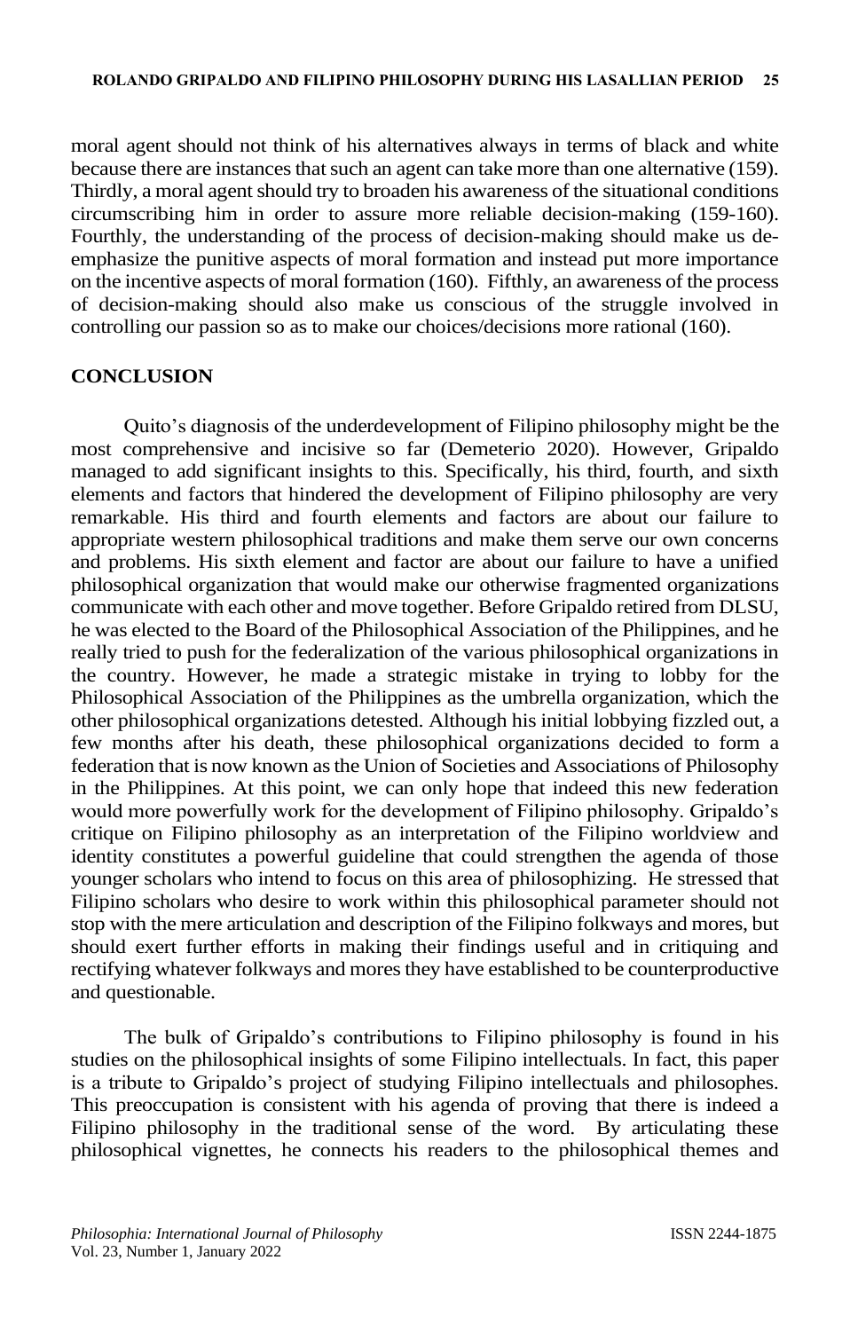moral agent should not think of his alternatives always in terms of black and white because there are instances that such an agent can take more than one alternative (159). Thirdly, a moral agent should try to broaden his awareness of the situational conditions circumscribing him in order to assure more reliable decision-making (159-160). Fourthly, the understanding of the process of decision-making should make us de-emphasize the punitive aspects of moral formation and instead put more importance on the incentive aspects of moral formation (160). Fifthly, an awareness of the process of decision-making should also make us conscious of the struggle involved in controlling our passion so as to make our choices/decisions more rational (160).

## CONCLUSION

Quito's diagnosis of the underdevelopment of Filipino philosophy might be the most comprehensive and incisive so far (Demeterio 2020). However, Gripaldo managed to add significant insights to this. Specifically, his third, fourth, and sixth elements and factors that hindered the development of Filipino philosophy are very remarkable. His third and fourth elements and factors are about our failure to appropriate western philosophical traditions and make them serve our own concerns and problems. His sixth element and factor are about our failure to have a unified philosophical organization that would make our otherwise fragmented organizations communicate with each other and move together. Before Gripaldo retired from DLSU, he was elected to the Board of the Philosophical Association of the Philippines, and he really tried to push for the federalization of the various philosophical organizations in the country. However, he made a strategic mistake in trying to lobby for the Philosophical Association of the Philippines as the umbrella organization, which the other philosophical organizations detested. Although his initial lobbying fizzled out, a few months after his death, these philosophical organizations decided to form a federation that is now known as the Union of Societies and Associations of Philosophy in the Philippines. At this point, we can only hope that indeed this new federation would more powerfully work for the development of Filipino philosophy. Gripaldo's critique on Filipino philosophy as an interpretation of the Filipino worldview and identity constitutes a powerful guideline that could strengthen the agenda of those younger scholars who intend to focus on this area of philosophizing. He stressed that Filipino scholars who desire to work within this philosophical parameter should not stop with the mere articulation and description of the Filipino folkways and mores, but should exert further efforts in making their findings useful and in critiquing and rectifying whatever folkways and mores they have established to be counterproductive and questionable.

The bulk of Gripaldo's contributions to Filipino philosophy is found in his studies on the philosophical insights of some Filipino intellectuals. In fact, this paper is a tribute to Gripaldo's project of studying Filipino intellectuals and philosophes. This preoccupation is consistent with his agenda of proving that there is indeed a Filipino philosophy in the traditional sense of the word. By articulating these philosophical vignettes, he connects his readers to the philosophical themes and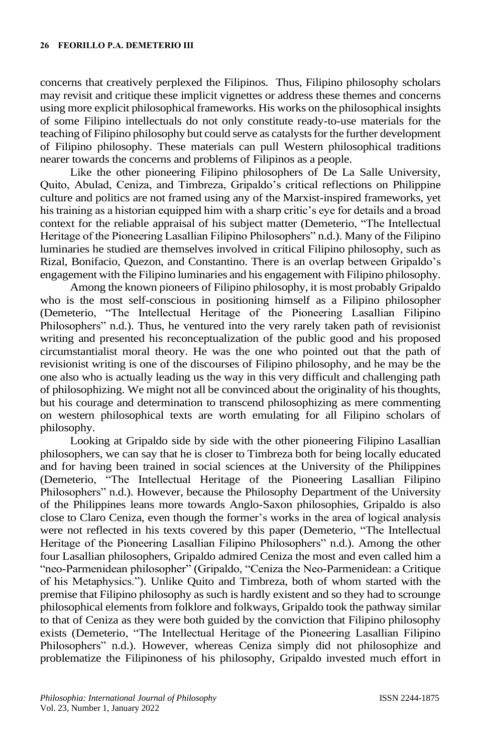concerns that creatively perplexed the Filipinos. Thus, Filipino philosophy scholars may revisit and critique these implicit vignettes or address these themes and concerns using more explicit philosophical frameworks. His works on the philosophical insights of some Filipino intellectuals do not only constitute ready-to-use materials for the teaching of Filipino philosophy but could serve as catalysts for the further development of Filipino philosophy. These materials can pull Western philosophical traditions nearer towards the concerns and problems of Filipinos as a people.

Like the other pioneering Filipino philosophers of De La Salle University, Quito, Abulad, Ceniza, and Timbreza, Gripaldo's critical reflections on Philippine culture and politics are not framed using any of the Marxist-inspired frameworks, yet his training as a historian equipped him with a sharp critic's eye for details and a broad context for the reliable appraisal of his subject matter (Demeterio, "The Intellectual Heritage of the Pioneering Lasallian Filipino Philosophers" n.d.). Many of the Filipino luminaries he studied are themselves involved in critical Filipino philosophy, such as Rizal, Bonifacio, Quezon, and Constantino. There is an overlap between Gripaldo's engagement with the Filipino luminaries and his engagement with Filipino philosophy.

Among the known pioneers of Filipino philosophy, it is most probably Gripaldo who is the most self-conscious in positioning himself as a Filipino philosopher (Demeterio, "The Intellectual Heritage of the Pioneering Lasallian Filipino Philosophers" n.d.). Thus, he ventured into the very rarely taken path of revisionist writing and presented his reconceptualization of the public good and his proposed circumstantialist moral theory. He was the one who pointed out that the path of revisionist writing is one of the discourses of Filipino philosophy, and he may be the one also who is actually leading us the way in this very difficult and challenging path of philosophizing. We might not all be convinced about the originality of his thoughts, but his courage and determination to transcend philosophizing as mere commenting on western philosophical texts are worth emulating for all Filipino scholars of philosophy.

Looking at Gripaldo side by side with the other pioneering Filipino Lasallian philosophers, we can say that he is closer to Timbreza both for being locally educated and for having been trained in social sciences at the University of the Philippines (Demeterio, "The Intellectual Heritage of the Pioneering Lasallian Filipino Philosophers" n.d.). However, because the Philosophy Department of the University of the Philippines leans more towards Anglo-Saxon philosophies, Gripaldo is also close to Claro Ceniza, even though the former's works in the area of logical analysis were not reflected in his texts covered by this paper (Demeterio, "The Intellectual Heritage of the Pioneering Lasallian Filipino Philosophers" n.d.). Among the other four Lasallian philosophers, Gripaldo admired Ceniza the most and even called him a "neo-Parmenidean philosopher" (Gripaldo, "Ceniza the Neo-Parmenidean: a Critique of his Metaphysics."). Unlike Quito and Timbreza, both of whom started with the premise that Filipino philosophy as such is hardly existent and so they had to scrounge philosophical elements from folklore and folkways, Gripaldo took the pathway similar to that of Ceniza as they were both guided by the conviction that Filipino philosophy exists (Demeterio, "The Intellectual Heritage of the Pioneering Lasallian Filipino Philosophers" n.d.). However, whereas Ceniza simply did not philosophize and problematize the Filipinoness of his philosophy, Gripaldo invested much effort in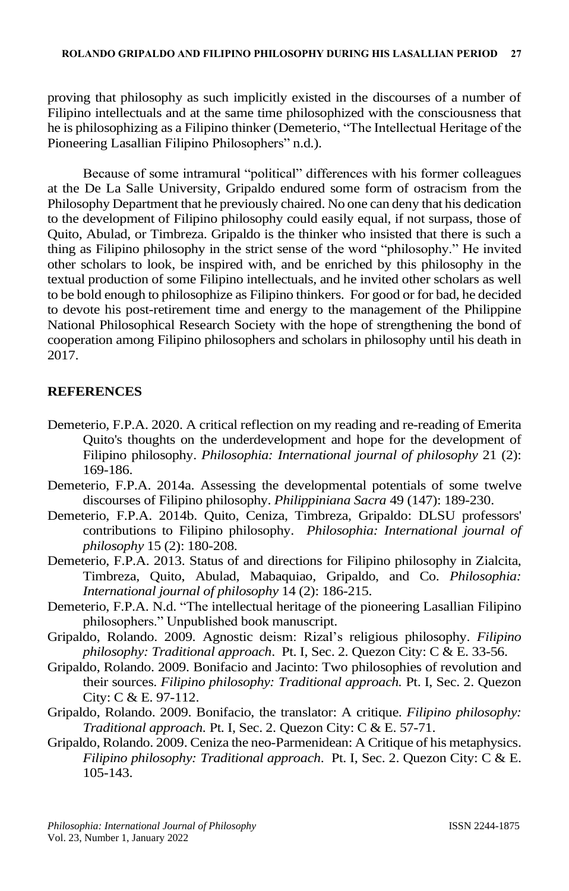proving that philosophy as such implicitly existed in the discourses of a number of Filipino intellectuals and at the same time philosophized with the consciousness that he is philosophizing as a Filipino thinker (Demeterio, "The Intellectual Heritage of the Pioneering Lasallian Filipino Philosophers" n.d.).

Because of some intramural "political" differences with his former colleagues at the De La Salle University, Gripaldo endured some form of ostracism from the Philosophy Department that he previously chaired. No one can deny that his dedication to the development of Filipino philosophy could easily equal, if not surpass, those of Quito, Abulad, or Timbreza. Gripaldo is the thinker who insisted that there is such a thing as Filipino philosophy in the strict sense of the word "philosophy." He invited other scholars to look, be inspired with, and be enriched by this philosophy in the textual production of some Filipino intellectuals, and he invited other scholars as well to be bold enough to philosophize as Filipino thinkers. For good or for bad, he decided to devote his post-retirement time and energy to the management of the Philippine National Philosophical Research Society with the hope of strengthening the bond of cooperation among Filipino philosophers and scholars in philosophy until his death in 2017.

## REFERENCES

Demeterio, F.P.A. 2020. A critical reflection on my reading and re-reading of Emerita Quito's thoughts on the underdevelopment and hope for the development of Filipino philosophy. *Philosophia: International journal of philosophy* 21 (2): 169-186.

Demeterio, F.P.A. 2014a. Assessing the developmental potentials of some twelve discourses of Filipino philosophy. *Philippiniana Sacra* 49 (147): 189-230.

Demeterio, F.P.A. 2014b. Quito, Ceniza, Timbreza, Gripaldo: DLSU professors' contributions to Filipino philosophy. *Philosophia: International journal of philosophy* 15 (2): 180-208.

Demeterio, F.P.A. 2013. Status of and directions for Filipino philosophy in Zialcita, Timbreza, Quito, Abulad, Mabaquiao, Gripaldo, and Co. *Philosophia: International journal of philosophy* 14 (2): 186-215.

Demeterio, F.P.A. N.d. "The intellectual heritage of the pioneering Lasallian Filipino philosophers." Unpublished book manuscript.

Gripaldo, Rolando. 2009. Agnostic deism: Rizal's religious philosophy. *Filipino philosophy: Traditional approach*. Pt. I, Sec. 2. Quezon City: C & E. 33-56.

Gripaldo, Rolando. 2009. Bonifacio and Jacinto: Two philosophies of revolution and their sources. *Filipino philosophy: Traditional approach.* Pt. I, Sec. 2. Quezon City: C & E. 97-112.

Gripaldo, Rolando. 2009. Bonifacio, the translator: A critique. *Filipino philosophy: Traditional approach.* Pt. I, Sec. 2. Quezon City: C & E. 57-71.

Gripaldo, Rolando. 2009. Ceniza the neo-Parmenidean: A Critique of his metaphysics. *Filipino philosophy: Traditional approach*. Pt. I, Sec. 2. Quezon City: C & E. 105-143.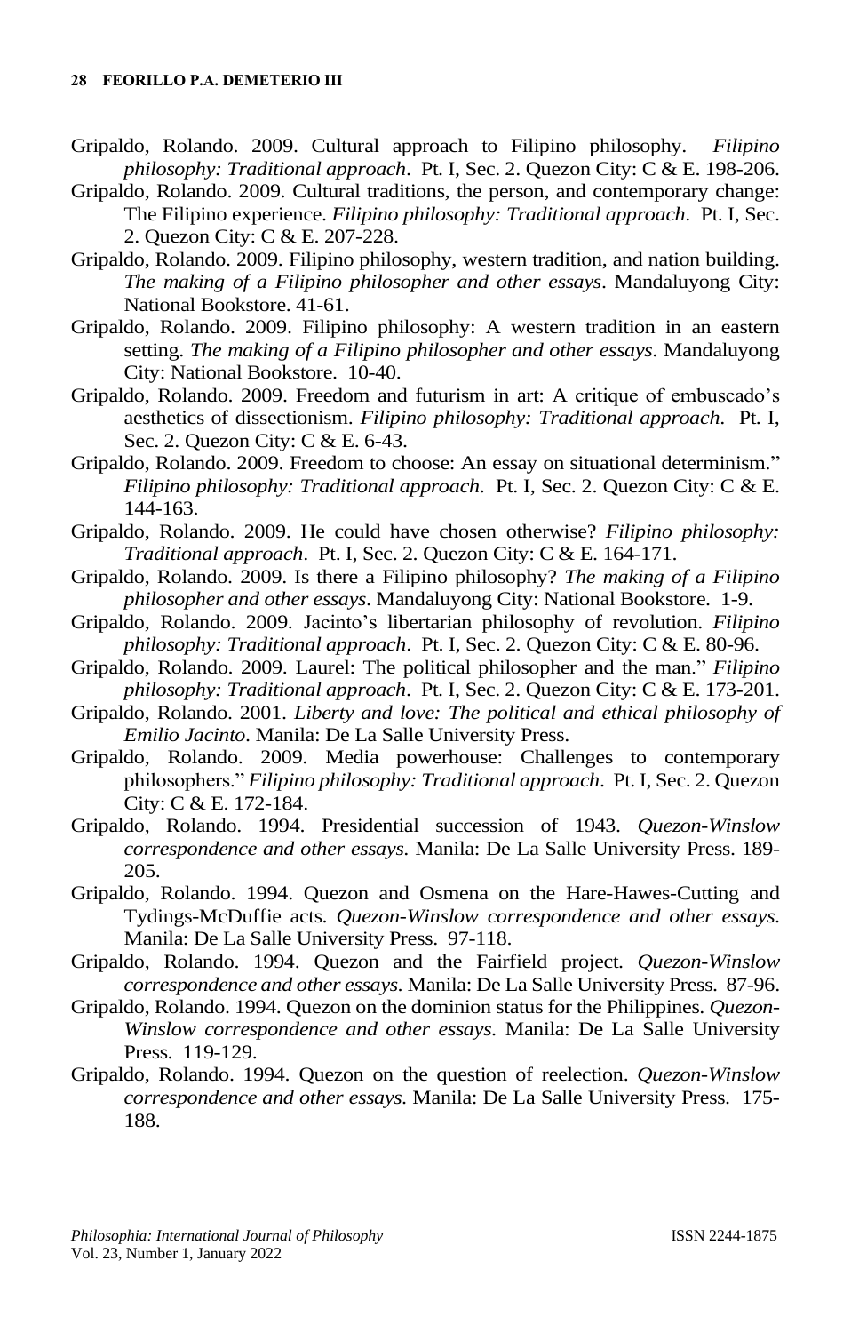Gripaldo, Rolando. 2009. Cultural approach to Filipino philosophy. *Filipino philosophy: Traditional approach*. Pt. I, Sec. 2. Quezon City: C & E. 198-206.

Gripaldo, Rolando. 2009. Cultural traditions, the person, and contemporary change: The Filipino experience. *Filipino philosophy: Traditional approach*. Pt. I, Sec. 2. Quezon City: C & E. 207-228.

Gripaldo, Rolando. 2009. Filipino philosophy, western tradition, and nation building. *The making of a Filipino philosopher and other essays*. Mandaluyong City: National Bookstore. 41-61.

Gripaldo, Rolando. 2009. Filipino philosophy: A western tradition in an eastern setting. *The making of a Filipino philosopher and other essays*. Mandaluyong City: National Bookstore. 10-40.

Gripaldo, Rolando. 2009. Freedom and futurism in art: A critique of embuscado's aesthetics of dissectionism. *Filipino philosophy: Traditional approach*. Pt. I, Sec. 2. Quezon City: C & E. 6-43.

Gripaldo, Rolando. 2009. Freedom to choose: An essay on situational determinism." *Filipino philosophy: Traditional approach*. Pt. I, Sec. 2. Quezon City: C & E. 144-163.

Gripaldo, Rolando. 2009. He could have chosen otherwise? *Filipino philosophy: Traditional approach*. Pt. I, Sec. 2. Quezon City: C & E. 164-171.

Gripaldo, Rolando. 2009. Is there a Filipino philosophy? *The making of a Filipino philosopher and other essays*. Mandaluyong City: National Bookstore. 1-9.

Gripaldo, Rolando. 2009. Jacinto's libertarian philosophy of revolution. *Filipino philosophy: Traditional approach*. Pt. I, Sec. 2. Quezon City: C & E. 80-96.

Gripaldo, Rolando. 2009. Laurel: The political philosopher and the man." *Filipino philosophy: Traditional approach*. Pt. I, Sec. 2. Quezon City: C & E. 173-201.

Gripaldo, Rolando. 2001. *Liberty and love: The political and ethical philosophy of Emilio Jacinto*. Manila: De La Salle University Press.

Gripaldo, Rolando. 2009. Media powerhouse: Challenges to contemporary philosophers." *Filipino philosophy: Traditional approach*. Pt. I, Sec. 2. Quezon City: C & E. 172-184.

Gripaldo, Rolando. 1994. Presidential succession of 1943. *Quezon-Winslow correspondence and other essays*. Manila: De La Salle University Press. 189-205.

Gripaldo, Rolando. 1994. Quezon and Osmena on the Hare-Hawes-Cutting and Tydings-McDuffie acts. *Quezon-Winslow correspondence and other essays*. Manila: De La Salle University Press. 97-118.

Gripaldo, Rolando. 1994. Quezon and the Fairfield project. *Quezon-Winslow correspondence and other essays*. Manila: De La Salle University Press. 87-96.

Gripaldo, Rolando. 1994. Quezon on the dominion status for the Philippines. *Quezon-Winslow correspondence and other essays*. Manila: De La Salle University Press. 119-129.

Gripaldo, Rolando. 1994. Quezon on the question of reelection. *Quezon-Winslow correspondence and other essays*. Manila: De La Salle University Press. 175-188.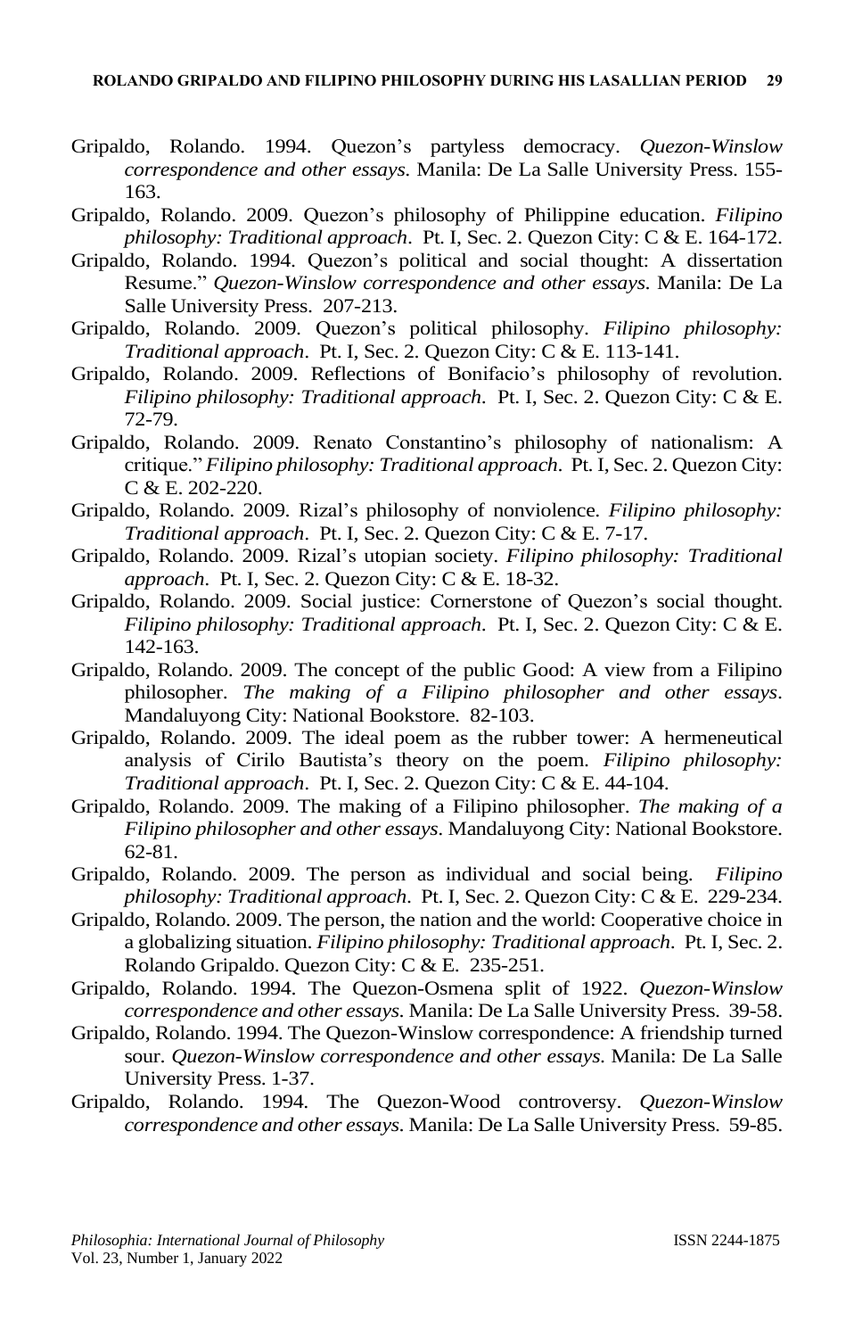Gripaldo, Rolando. 1994. Quezon's partyless democracy. *Quezon-Winslow correspondence and other essays*. Manila: De La Salle University Press. 155-163.

Gripaldo, Rolando. 2009. Quezon's philosophy of Philippine education. *Filipino philosophy: Traditional approach*. Pt. I, Sec. 2. Quezon City: C & E. 164-172.

Gripaldo, Rolando. 1994. Quezon's political and social thought: A dissertation Resume." *Quezon-Winslow correspondence and other essays*. Manila: De La Salle University Press. 207-213.

Gripaldo, Rolando. 2009. Quezon's political philosophy. *Filipino philosophy: Traditional approach*. Pt. I, Sec. 2. Quezon City: C & E. 113-141.

Gripaldo, Rolando. 2009. Reflections of Bonifacio's philosophy of revolution. *Filipino philosophy: Traditional approach*. Pt. I, Sec. 2. Quezon City: C & E. 72-79.

Gripaldo, Rolando. 2009. Renato Constantino's philosophy of nationalism: A critique." *Filipino philosophy: Traditional approach*. Pt. I, Sec. 2. Quezon City: C & E. 202-220.

Gripaldo, Rolando. 2009. Rizal's philosophy of nonviolence. *Filipino philosophy: Traditional approach*. Pt. I, Sec. 2. Quezon City: C & E. 7-17.

Gripaldo, Rolando. 2009. Rizal's utopian society. *Filipino philosophy: Traditional approach*. Pt. I, Sec. 2. Quezon City: C & E. 18-32.

Gripaldo, Rolando. 2009. Social justice: Cornerstone of Quezon's social thought. *Filipino philosophy: Traditional approach*. Pt. I, Sec. 2. Quezon City: C & E. 142-163.

Gripaldo, Rolando. 2009. The concept of the public Good: A view from a Filipino philosopher. *The making of a Filipino philosopher and other essays*. Mandaluyong City: National Bookstore. 82-103.

Gripaldo, Rolando. 2009. The ideal poem as the rubber tower: A hermeneutical analysis of Cirilo Bautista's theory on the poem. *Filipino philosophy: Traditional approach*. Pt. I, Sec. 2. Quezon City: C & E. 44-104.

Gripaldo, Rolando. 2009. The making of a Filipino philosopher. *The making of a Filipino philosopher and other essays*. Mandaluyong City: National Bookstore. 62-81.

Gripaldo, Rolando. 2009. The person as individual and social being. *Filipino philosophy: Traditional approach*. Pt. I, Sec. 2. Quezon City: C & E. 229-234.

Gripaldo, Rolando. 2009. The person, the nation and the world: Cooperative choice in a globalizing situation. *Filipino philosophy: Traditional approach*. Pt. I, Sec. 2. Rolando Gripaldo. Quezon City: C & E. 235-251.

Gripaldo, Rolando. 1994. The Quezon-Osmena split of 1922. *Quezon-Winslow correspondence and other essays*. Manila: De La Salle University Press. 39-58.

Gripaldo, Rolando. 1994. The Quezon-Winslow correspondence: A friendship turned sour. *Quezon-Winslow correspondence and other essays*. Manila: De La Salle University Press. 1-37.

Gripaldo, Rolando. 1994. The Quezon-Wood controversy. *Quezon-Winslow correspondence and other essays*. Manila: De La Salle University Press. 59-85.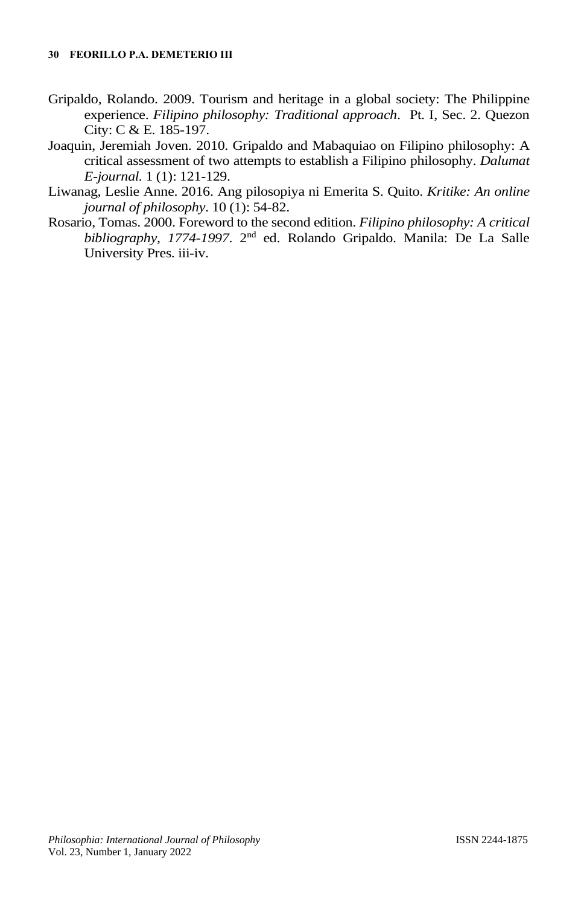Gripaldo, Rolando. 2009. Tourism and heritage in a global society: The Philippine experience. *Filipino philosophy: Traditional approach*. Pt. I, Sec. 2. Quezon City: C & E. 185-197.

Joaquin, Jeremiah Joven. 2010. Gripaldo and Mabaquiao on Filipino philosophy: A critical assessment of two attempts to establish a Filipino philosophy. *Dalumat E-journal*. 1 (1): 121-129.

Liwanag, Leslie Anne. 2016. Ang pilosopiya ni Emerita S. Quito. *Kritike: An online journal of philosophy*. 10 (1): 54-82.

Rosario, Tomas. 2000. Foreword to the second edition. *Filipino philosophy: A critical bibliography, 1774-1997*. 2nd ed. Rolando Gripaldo. Manila: De La Salle University Pres. iii-iv.